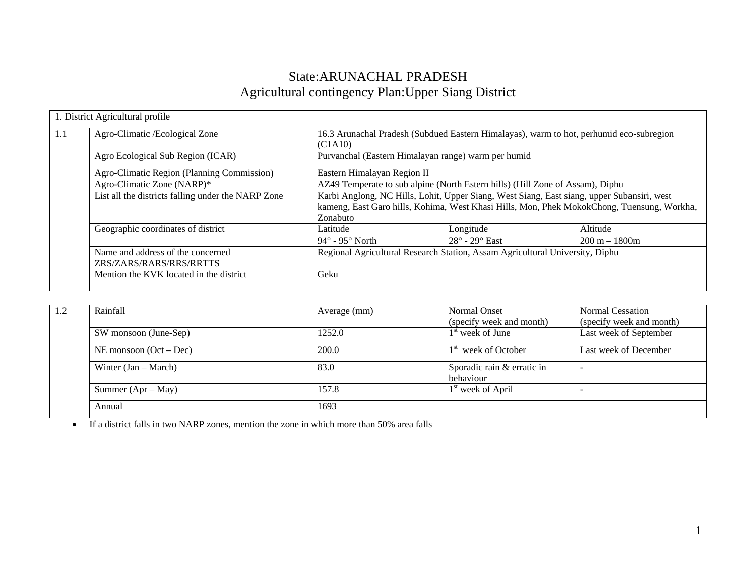# State:ARUNACHAL PRADESH
## Agricultural contingency Plan:Upper Siang District

| 1. District Agricultural profile | | | | |
|---|---|---|---|---|
| 1.1 | Agro-Climatic /Ecological Zone | 16.3 Arunachal Pradesh (Subdued Eastern Himalayas), warm to hot, perhumid eco-subregion (C1A10) | | |
| | Agro Ecological Sub Region (ICAR) | Purvanchal (Eastern Himalayan range) warm per humid | | |
| | Agro-Climatic Region (Planning Commission) | Eastern Himalayan Region II | | |
| | Agro-Climatic Zone (NARP)* | AZ49 Temperate to sub alpine (North Estern hills) (Hill Zone of Assam), Diphu | | |
| | List all the districts falling under the NARP Zone | Karbi Anglong, NC Hills, Lohit, Upper Siang, West Siang, East siang, upper Subansiri, west kameng, East Garo hills, Kohima, West Khasi Hills, Mon, Phek MokokChong, Tuensung, Workha, Zonabuto | | |
| | Geographic coordinates of district | Latitude | Longitude | Altitude |
| | | 94° - 95° North | 28° - 29° East | 200 m – 1800m |
| | Name and address of the concerned ZRS/ZARS/RARS/RRS/RRTTS | Regional Agricultural Research Station, Assam Agricultural University, Diphu | | |
| | Mention the KVK located in the district | Geku | | |

| 1.2 | Rainfall | Average (mm) | Normal Onset (specify week and month) | Normal Cessation (specify week and month) |
|---|---|---|---|---|
| | SW monsoon (June-Sep) | 1252.0 | 1st week of June | Last week of September |
| | NE monsoon (Oct – Dec) | 200.0 | 1st week of October | Last week of December |
| | Winter (Jan – March) | 83.0 | Sporadic rain & erratic in behaviour | - |
| | Summer (Apr – May) | 157.8 | 1st week of April | - |
| | Annual | 1693 | | |

- If a district falls in two NARP zones, mention the zone in which more than 50% area falls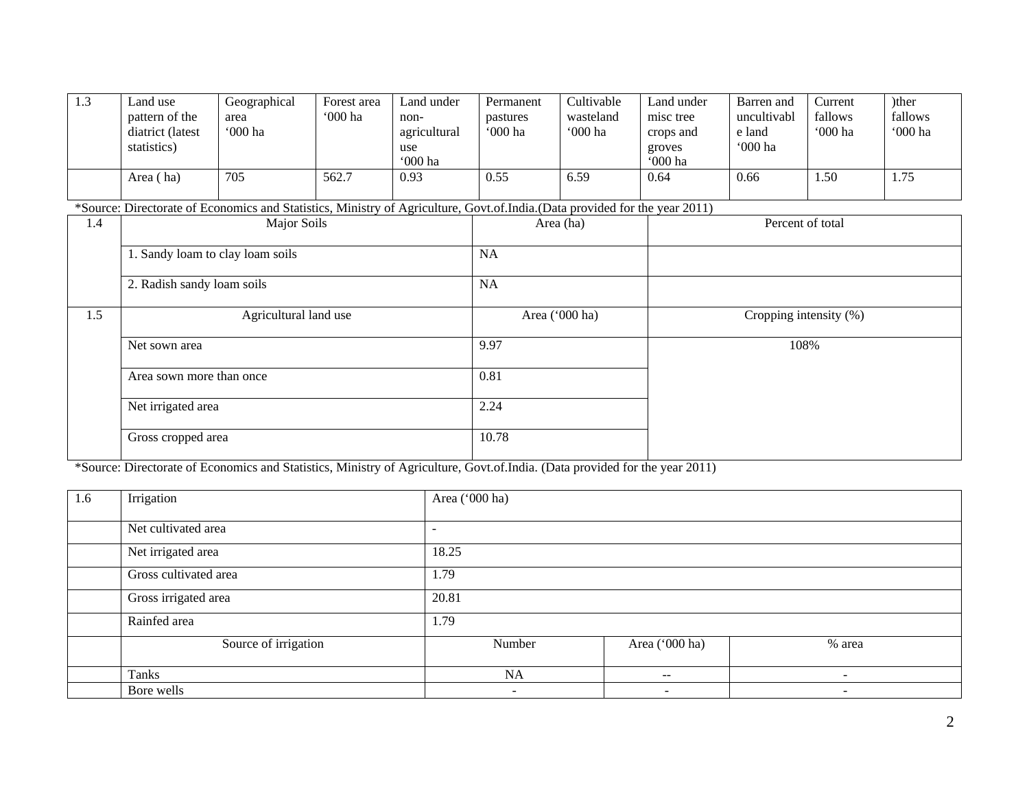| 1.3 | Land use pattern of the diatrict (latest statistics) | Geographical area '000 ha | Forest area '000 ha | Land under non-agricultural use '000 ha | Permanent pastures '000 ha | Cultivable wasteland '000 ha | Land under misc tree crops and groves '000 ha | Barren and uncultivable land '000 ha | Current fallows '000 ha | )ther fallows '000 ha |
|---|---|---|---|---|---|---|---|---|---|---|
| | Area ( ha) | 705 | 562.7 | 0.93 | 0.55 | 6.59 | 0.64 | 0.66 | 1.50 | 1.75 |

*Source: Directorate of Economics and Statistics, Ministry of Agriculture, Govt.of.India.(Data provided for the year 2011)

| 1.4 | Major Soils | Area (ha) | Percent of total |
|---|---|---|---|
| | 1. Sandy loam to clay loam soils | NA | |
| | 2. Radish sandy loam soils | NA | |
| 1.5 | Agricultural land use | Area ('000 ha) | Cropping intensity (%) |
| | Net sown area | 9.97 | 108% |
| | Area sown more than once | 0.81 | |
| | Net irrigated area | 2.24 | |
| | Gross cropped area | 10.78 | |

*Source: Directorate of Economics and Statistics, Ministry of Agriculture, Govt.of.India. (Data provided for the year 2011)

| 1.6 | Irrigation | Area ('000 ha) | | |
|---|---|---|---|---|
| | Net cultivated area | - | | |
| | Net irrigated area | 18.25 | | |
| | Gross cultivated area | 1.79 | | |
| | Gross irrigated area | 20.81 | | |
| | Rainfed area | 1.79 | | |
| | Source of irrigation | Number | Area ('000 ha) | % area |
| | Tanks | NA | -- | - |
| | Bore wells | - | - | - |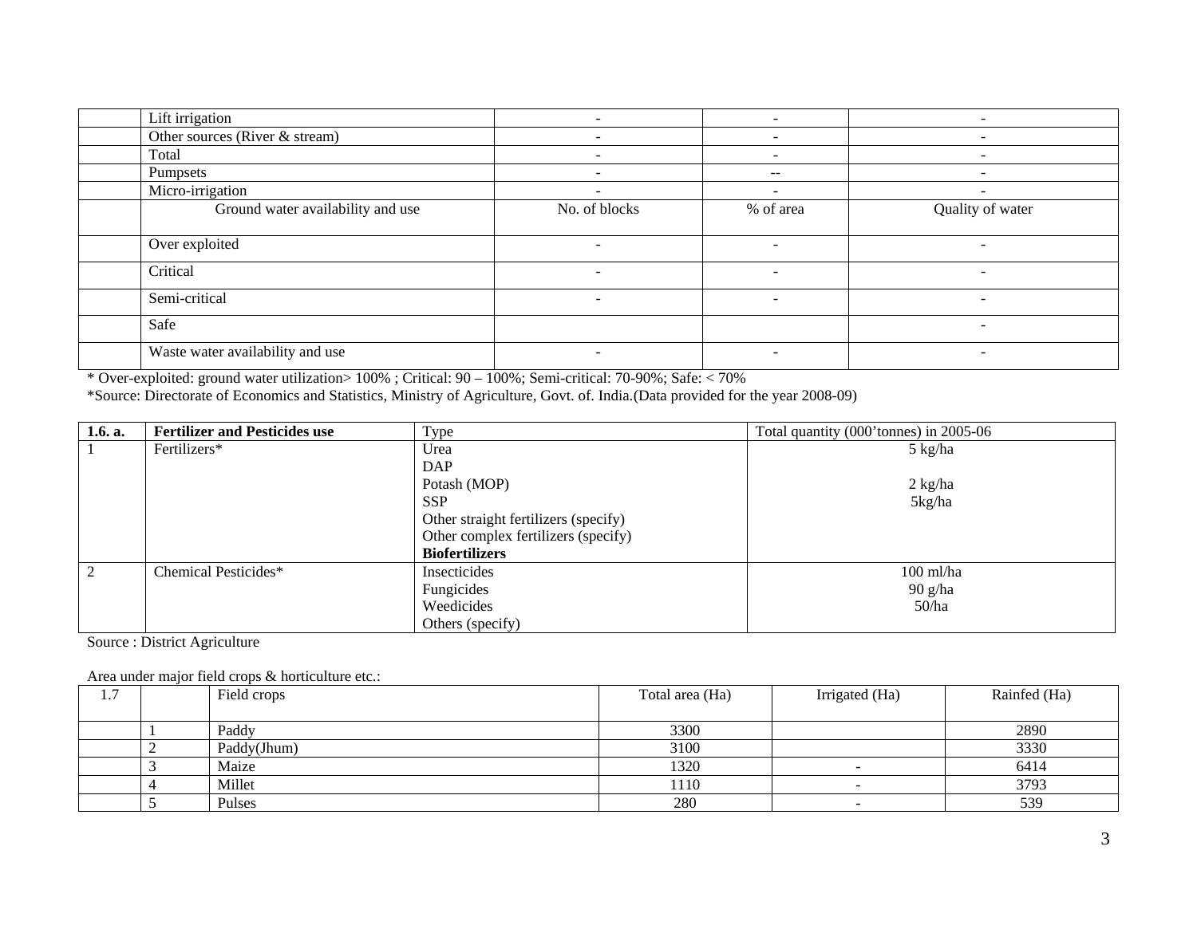| | | | | |
|---|---|---|---|---|
| | Lift irrigation | - | - | - |
| | Other sources (River & stream) | - | - | - |
| | Total | - | - | - |
| | Pumpsets | - | -- | - |
| | Micro-irrigation | - | - | - |
| | Ground water availability and use | No. of blocks | % of area | Quality of water |
| | Over exploited | - | - | - |
| | Critical | - | - | - |
| | Semi-critical | - | - | - |
| | Safe | | | - |
| | Waste water availability and use | - | - | - |

* Over-exploited: ground water utilization> 100% ; Critical: 90 – 100%; Semi-critical: 70-90%; Safe: < 70%

*Source: Directorate of Economics and Statistics, Ministry of Agriculture, Govt. of. India.(Data provided for the year 2008-09)

| **1.6. a.** | **Fertilizer and Pesticides use** | Type | Total quantity (000'tonnes) in 2005-06 |
|---|---|---|---|
| 1 | Fertilizers* | Urea<br>DAP<br>Potash (MOP)<br>SSP<br>Other straight fertilizers (specify)<br>Other complex fertilizers (specify)<br>**Biofertilizers** | 5 kg/ha<br><br>2 kg/ha<br>5kg/ha |
| 2 | Chemical Pesticides* | Insecticides<br>Fungicides<br>Weedicides<br>Others (specify) | 100 ml/ha<br>90 g/ha<br>50/ha |

Source : District Agriculture

Area under major field crops & horticulture etc.:

| 1.7 | | Field crops | Total area (Ha) | Irrigated (Ha) | Rainfed (Ha) |
|---|---|---|---|---|---|
| | 1 | Paddy | 3300 | | 2890 |
| | 2 | Paddy(Jhum) | 3100 | | 3330 |
| | 3 | Maize | 1320 | - | 6414 |
| | 4 | Millet | 1110 | - | 3793 |
| | 5 | Pulses | 280 | - | 539 |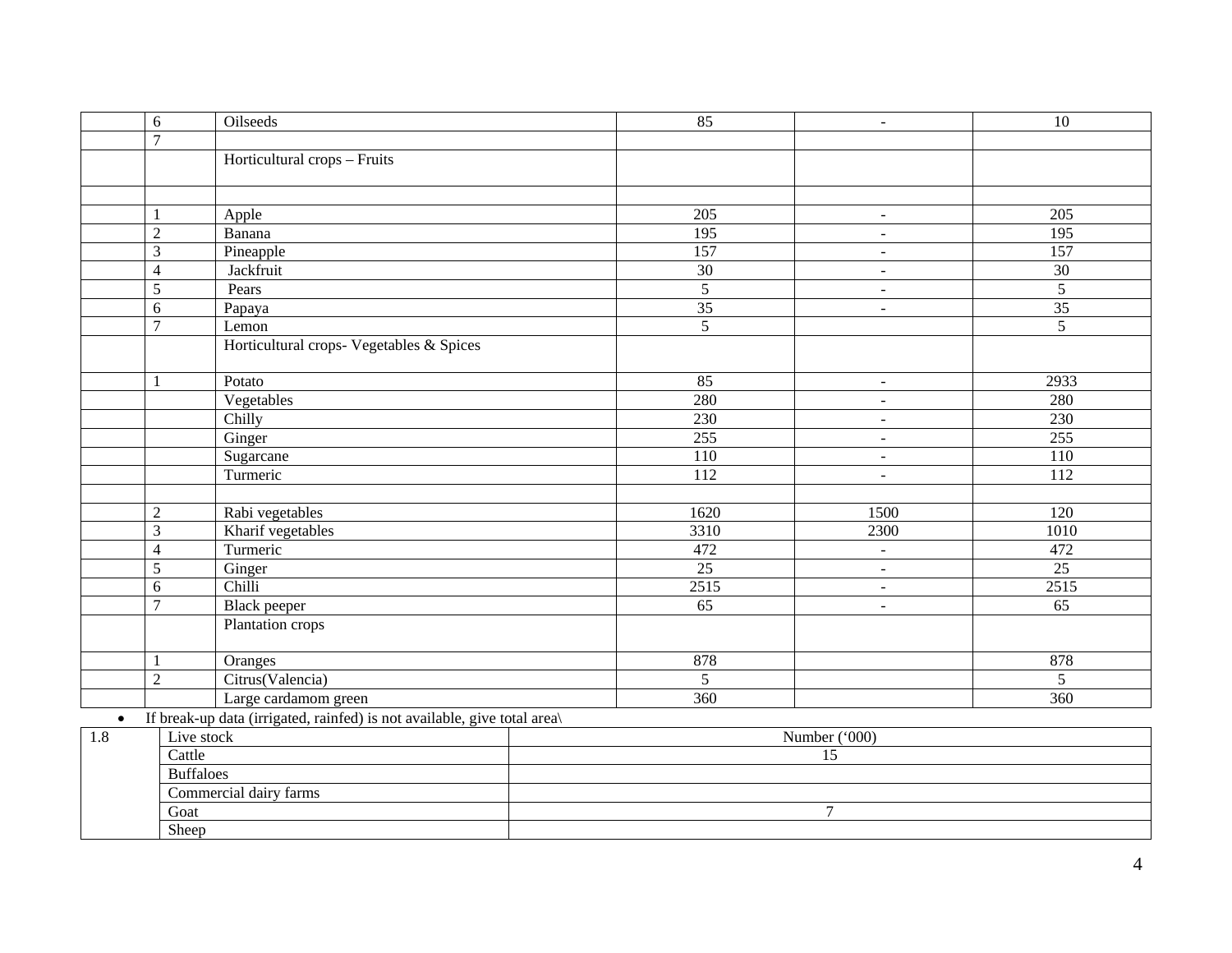|  |  |  |  |  |  |
|---|---|---|---|---|---|
|  | 6 | Oilseeds | 85 | - | 10 |
|  | 7 |  |  |  |  |
|  |  | Horticultural crops – Fruits |  |  |  |
|  |  |  |  |  |  |
|  | 1 | Apple | 205 | - | 205 |
|  | 2 | Banana | 195 | - | 195 |
|  | 3 | Pineapple | 157 | - | 157 |
|  | 4 | Jackfruit | 30 | - | 30 |
|  | 5 | Pears | 5 | - | 5 |
|  | 6 | Papaya | 35 | - | 35 |
|  | 7 | Lemon | 5 |  | 5 |
|  |  | Horticultural crops- Vegetables & Spices |  |  |  |
|  | 1 | Potato | 85 | - | 2933 |
|  |  | Vegetables | 280 | - | 280 |
|  |  | Chilly | 230 | - | 230 |
|  |  | Ginger | 255 | - | 255 |
|  |  | Sugarcane | 110 | - | 110 |
|  |  | Turmeric | 112 | - | 112 |
|  |  |  |  |  |  |
|  | 2 | Rabi vegetables | 1620 | 1500 | 120 |
|  | 3 | Kharif vegetables | 3310 | 2300 | 1010 |
|  | 4 | Turmeric | 472 | - | 472 |
|  | 5 | Ginger | 25 | - | 25 |
|  | 6 | Chilli | 2515 | - | 2515 |
|  | 7 | Black peeper | 65 | - | 65 |
|  |  | Plantation crops |  |  |  |
|  | 1 | Oranges | 878 |  | 878 |
|  | 2 | Citrus(Valencia) | 5 |  | 5 |
|  |  | Large cardamom green | 360 |  | 360 |

- If break-up data (irrigated, rainfed) is not available, give total area\

| 1.8 | Live stock | Number ('000) |
|---|---|---|
|  | Cattle | 15 |
|  | Buffaloes |  |
|  | Commercial dairy farms |  |
|  | Goat | 7 |
|  | Sheep |  |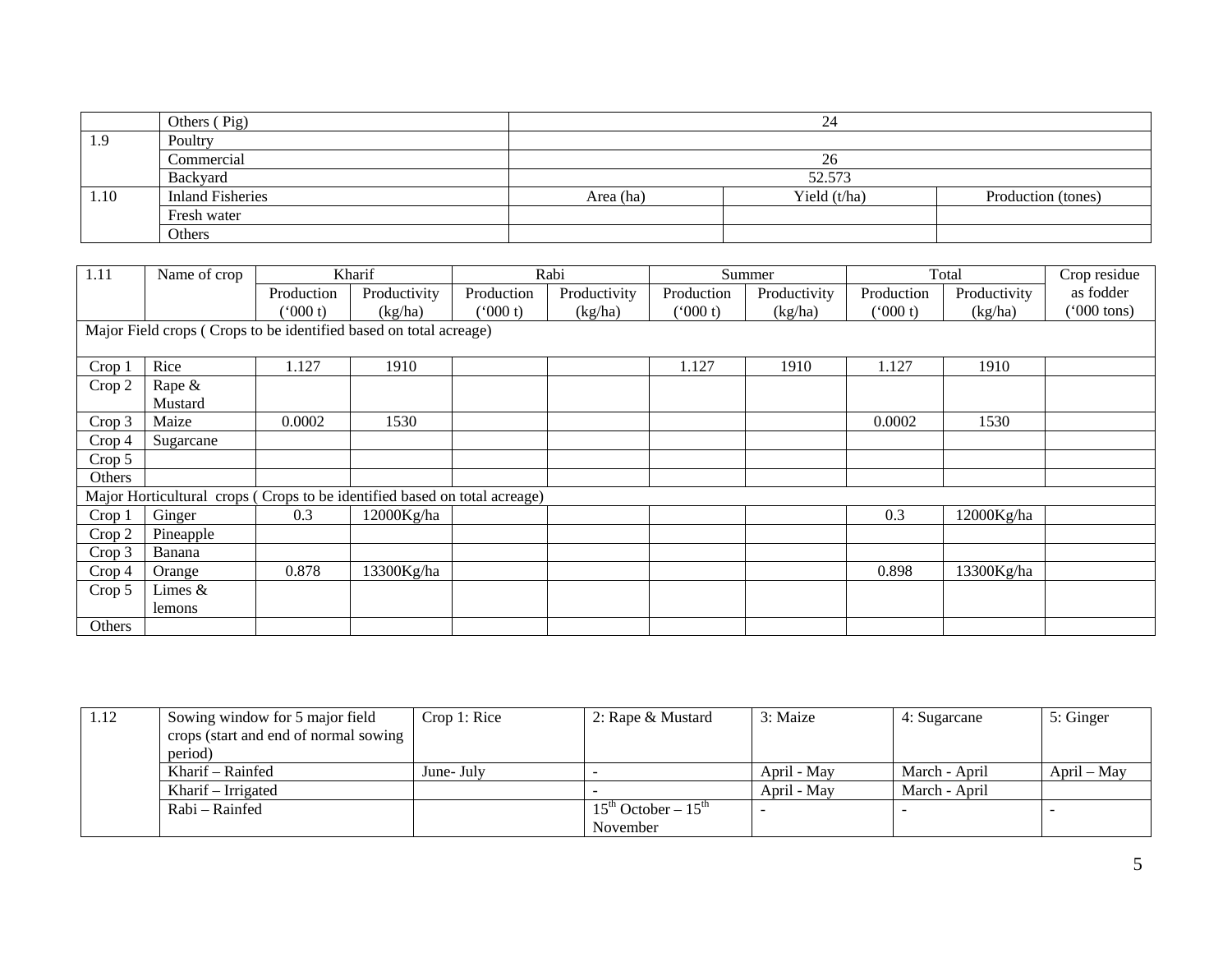|  |  |  |  |  |
|---|---|---|---|---|
|  | Others ( Pig) | 24 |  |  |
| 1.9 | Poultry |  |  |  |
|  | Commercial | 26 |  |  |
|  | Backyard | 52.573 |  |  |
| 1.10 | Inland Fisheries | Area (ha) | Yield (t/ha) | Production (tones) |
|  | Fresh water |  |  |  |
|  | Others |  |  |  |

| 1.11 | Name of crop | Kharif |  | Rabi |  | Summer |  | Total |  | Crop residue as fodder ('000 tons) |
|---|---|---|---|---|---|---|---|---|---|---|
|  |  | Production ('000 t) | Productivity (kg/ha) | Production ('000 t) | Productivity (kg/ha) | Production ('000 t) | Productivity (kg/ha) | Production ('000 t) | Productivity (kg/ha) |  |
| Major Field crops ( Crops to be identified based on total acreage) |  |  |  |  |  |  |  |  |  |  |
| Crop 1 | Rice | 1.127 | 1910 |  |  | 1.127 | 1910 | 1.127 | 1910 |  |
| Crop 2 | Rape & Mustard |  |  |  |  |  |  |  |  |  |
| Crop 3 | Maize | 0.0002 | 1530 |  |  |  |  | 0.0002 | 1530 |  |
| Crop 4 | Sugarcane |  |  |  |  |  |  |  |  |  |
| Crop 5 |  |  |  |  |  |  |  |  |  |  |
| Others |  |  |  |  |  |  |  |  |  |  |
| Major Horticultural crops ( Crops to be identified based on total acreage) |  |  |  |  |  |  |  |  |  |  |
| Crop 1 | Ginger | 0.3 | 12000Kg/ha |  |  |  |  | 0.3 | 12000Kg/ha |  |
| Crop 2 | Pineapple |  |  |  |  |  |  |  |  |  |
| Crop 3 | Banana |  |  |  |  |  |  |  |  |  |
| Crop 4 | Orange | 0.878 | 13300Kg/ha |  |  |  |  | 0.898 | 13300Kg/ha |  |
| Crop 5 | Limes & lemons |  |  |  |  |  |  |  |  |  |
| Others |  |  |  |  |  |  |  |  |  |  |

| 1.12 | Sowing window for 5 major field crops (start and end of normal sowing period) | Crop 1: Rice | 2: Rape & Mustard | 3: Maize | 4: Sugarcane | 5: Ginger |
|---|---|---|---|---|---|---|
|  | Kharif – Rainfed | June- July | - | April - May | March - April | April – May |
|  | Kharif – Irrigated |  | - | April - May | March - April |  |
|  | Rabi – Rainfed |  | 15th October – 15th November | - | - | - |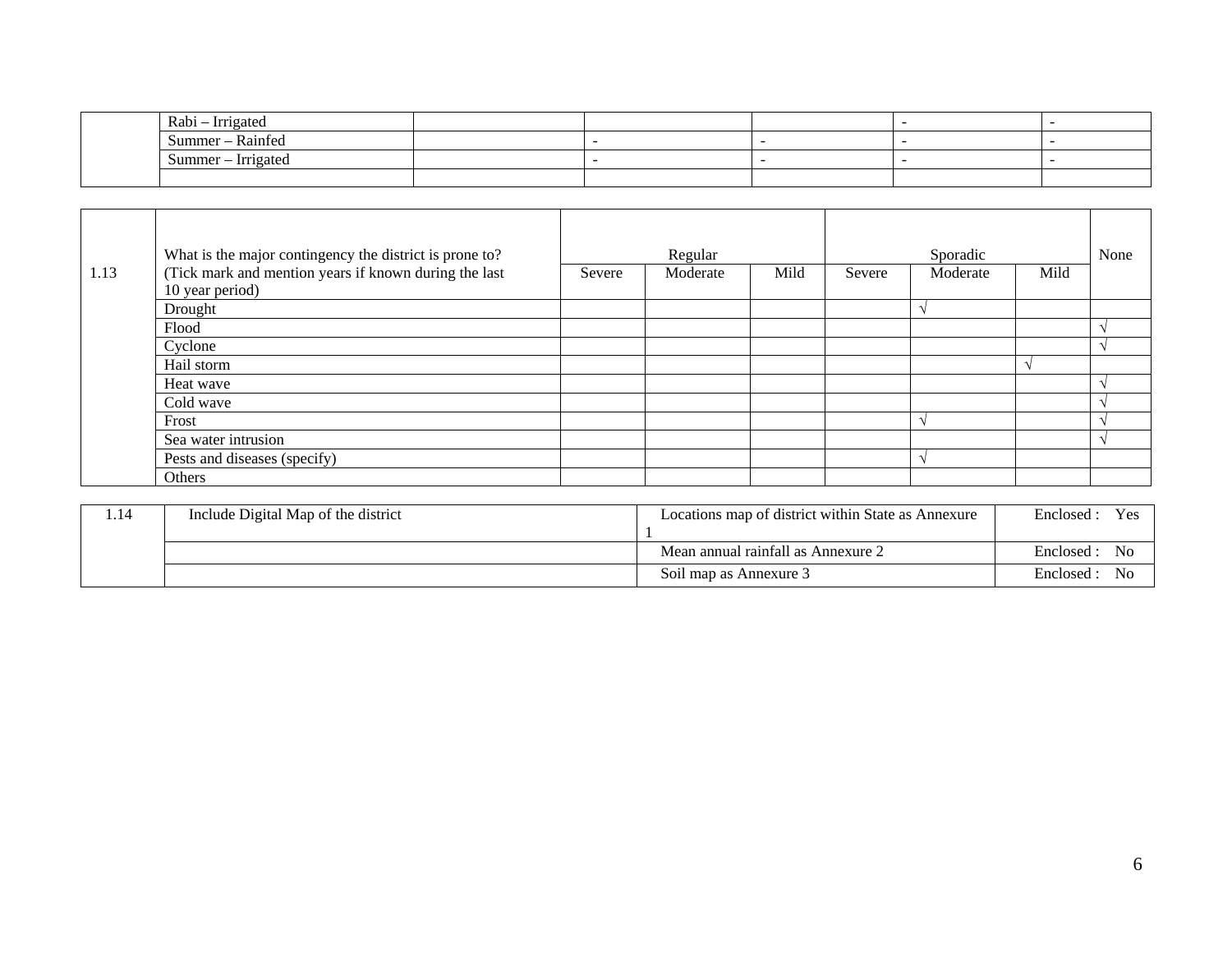| | | | | | | |
|---|---|---|---|---|---|---|
| | Rabi – Irrigated | | | | - | - |
| | Summer – Rainfed | | - | - | - | - |
| | Summer – Irrigated | | - | - | - | - |
| | | | | | | |

| 1.13 | What is the major contingency the district is prone to? (Tick mark and mention years if known during the last 10 year period) | Regular | | | Sporadic | | | None |
|---|---|---|---|---|---|---|---|---|
| | | Severe | Moderate | Mild | Severe | Moderate | Mild | |
| | Drought | | | | | √ | | |
| | Flood | | | | | | | √ |
| | Cyclone | | | | | | | √ |
| | Hail storm | | | | | | √ | |
| | Heat wave | | | | | | | √ |
| | Cold wave | | | | | | | √ |
| | Frost | | | | | √ | | √ |
| | Sea water intrusion | | | | | | | √ |
| | Pests and diseases (specify) | | | | | √ | | |
| | Others | | | | | | | |

| 1.14 | Include Digital Map of the district | Locations map of district within State as Annexure 1 | Enclosed : Yes |
|---|---|---|---|
| | | Mean annual rainfall as Annexure 2 | Enclosed : No |
| | | Soil map as Annexure 3 | Enclosed : No |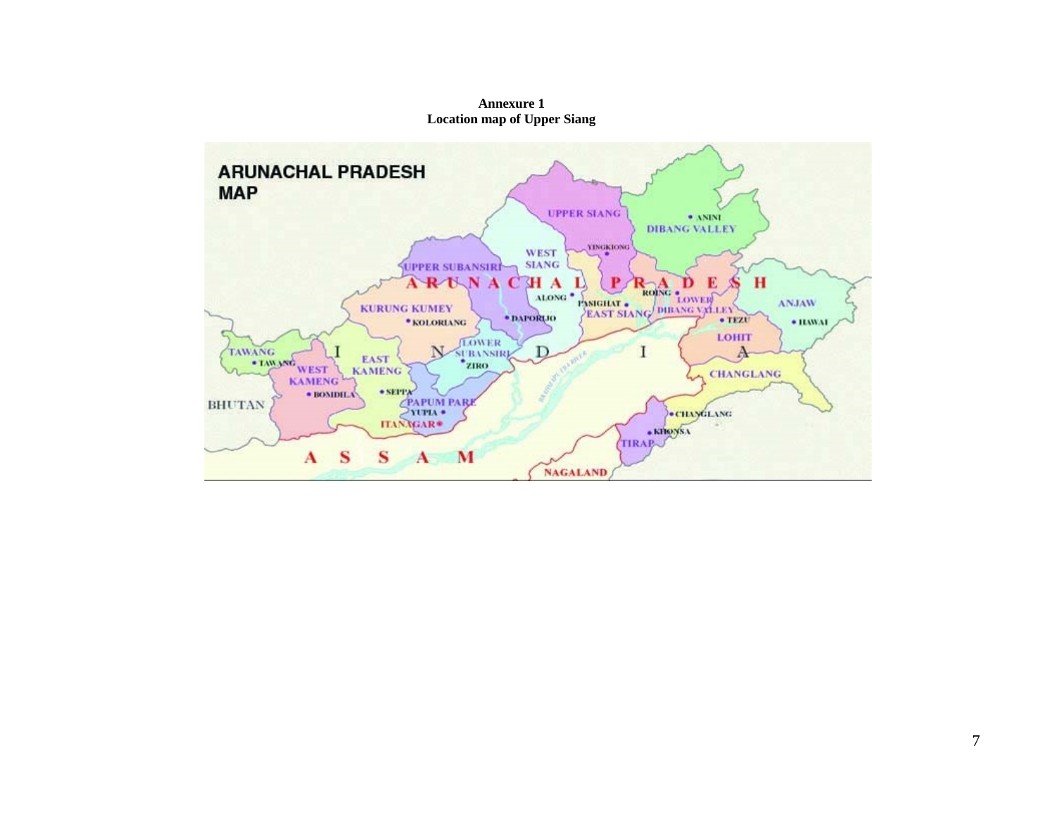**Annexure 1**
**Location map of Upper Siang**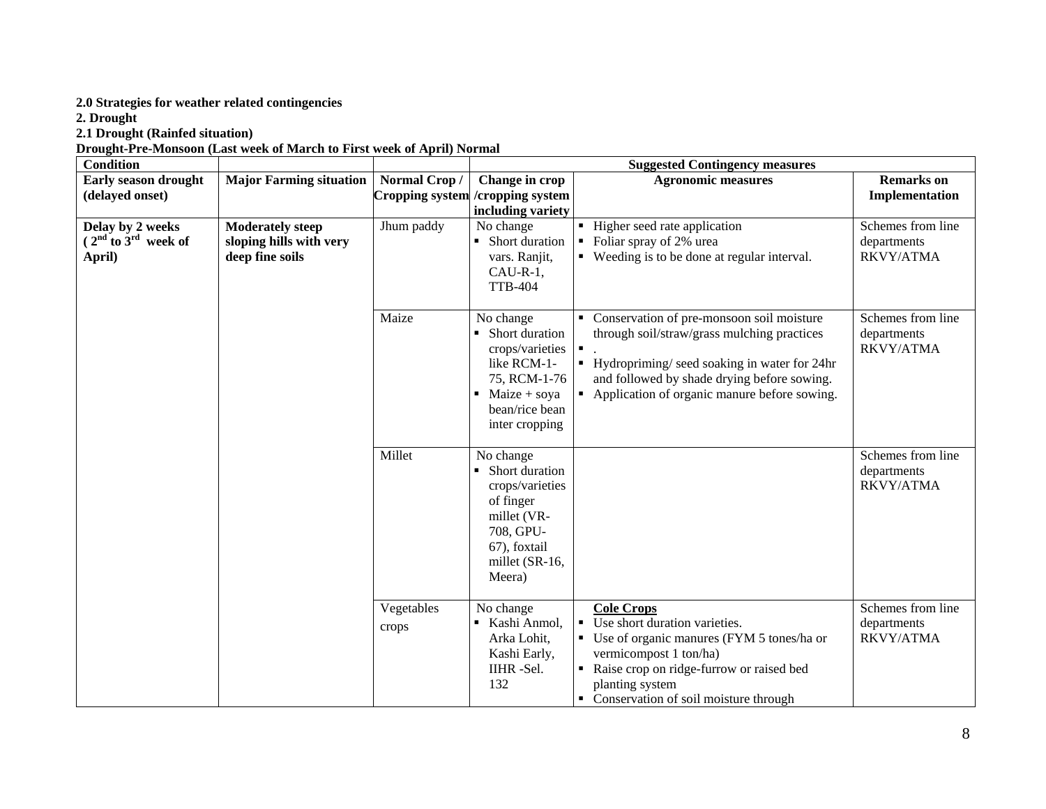**2.0 Strategies for weather related contingencies**

**2. Drought**

**2.1 Drought (Rainfed situation)**

**Drought-Pre-Monsoon (Last week of March to First week of April) Normal**

| **Condition** | | | **Suggested Contingency measures** | | |
|---|---|---|---|---|---|
| **Early season drought (delayed onset)** | **Major Farming situation** | **Normal Crop / Cropping system** | **Change in crop /cropping system including variety** | **Agronomic measures** | **Remarks on Implementation** |
| **Delay by 2 weeks ( 2nd to 3rd week of April)** | **Moderately steep sloping hills with very deep fine soils** | Jhum paddy | No change<br>▪ Short duration vars. Ranjit, CAU-R-1, TTB-404 | ▪ Higher seed rate application<br>▪ Foliar spray of 2% urea<br>▪ Weeding is to be done at regular interval. | Schemes from line departments RKVY/ATMA |
| | | Maize | No change<br>▪ Short duration crops/varieties like RCM-1-75, RCM-1-76<br>▪ Maize + soya bean/rice bean inter cropping | ▪ Conservation of pre-monsoon soil moisture through soil/straw/grass mulching practices<br>▪ .<br>▪ Hydropriming/ seed soaking in water for 24hr and followed by shade drying before sowing.<br>▪ Application of organic manure before sowing. | Schemes from line departments RKVY/ATMA |
| | | Millet | No change<br>▪ Short duration crops/varieties of finger millet (VR-708, GPU-67), foxtail millet (SR-16, Meera) | | Schemes from line departments RKVY/ATMA |
| | | Vegetables crops | No change<br>▪ Kashi Anmol, Arka Lohit, Kashi Early, IIHR -Sel. 132 | **Cole Crops**<br>▪ Use short duration varieties.<br>▪ Use of organic manures (FYM 5 tones/ha or vermicompost 1 ton/ha)<br>▪ Raise crop on ridge-furrow or raised bed planting system<br>▪ Conservation of soil moisture through | Schemes from line departments RKVY/ATMA |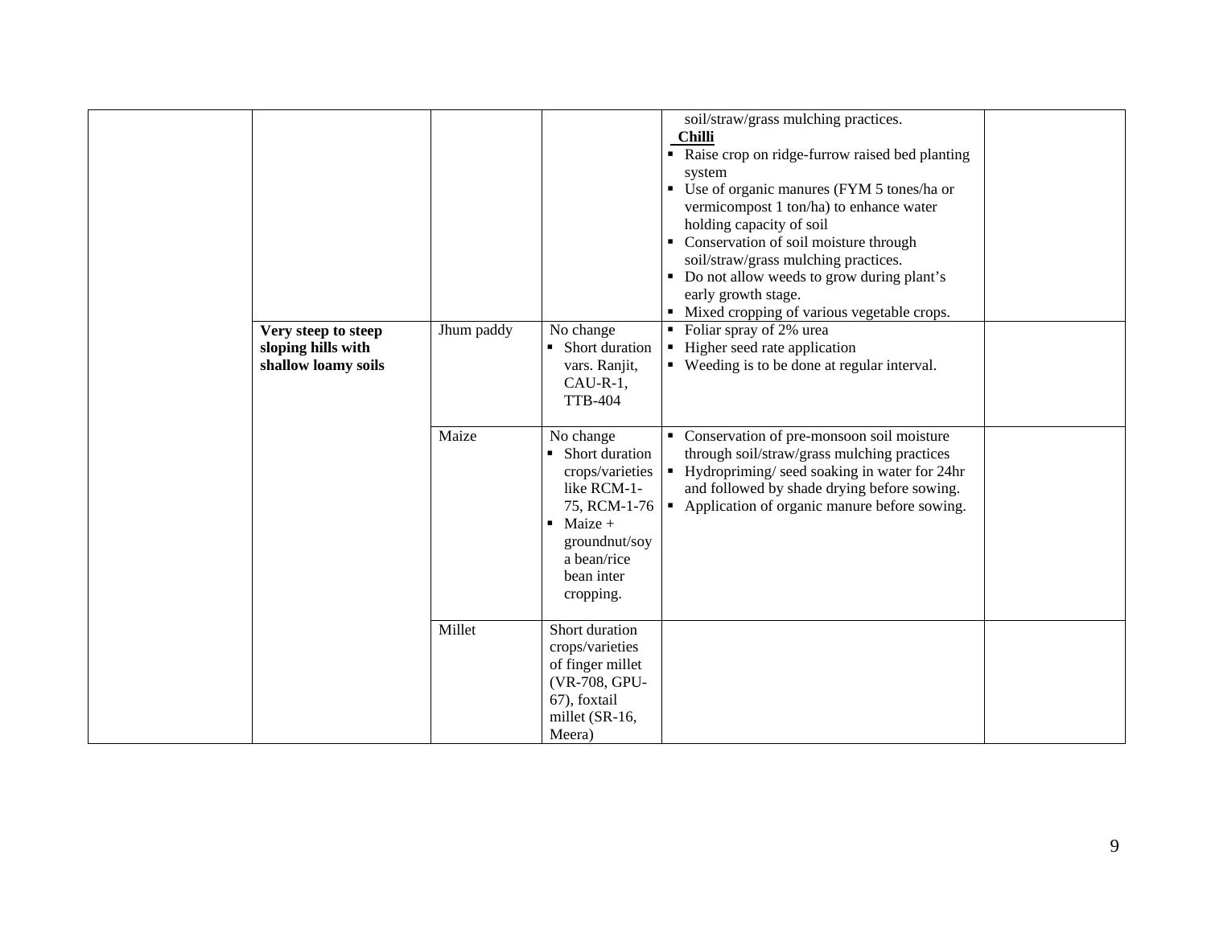| | | | | | |
|---|---|---|---|---|---|
| | | | | soil/straw/grass mulching practices.<br>**Chilli**<br>▪ Raise crop on ridge-furrow raised bed planting system<br>▪ Use of organic manures (FYM 5 tones/ha or vermicompost 1 ton/ha) to enhance water holding capacity of soil<br>▪ Conservation of soil moisture through soil/straw/grass mulching practices.<br>▪ Do not allow weeds to grow during plant's early growth stage.<br>▪ Mixed cropping of various vegetable crops. | |
| | **Very steep to steep sloping hills with shallow loamy soils** | Jhum paddy | No change<br>▪ Short duration vars. Ranjit, CAU-R-1, TTB-404 | ▪ Foliar spray of 2% urea<br>▪ Higher seed rate application<br>▪ Weeding is to be done at regular interval. | |
| | | Maize | No change<br>▪ Short duration crops/varieties like RCM-1-75, RCM-1-76<br>▪ Maize + groundnut/soy a bean/rice bean inter cropping. | ▪ Conservation of pre-monsoon soil moisture through soil/straw/grass mulching practices<br>▪ Hydropriming/ seed soaking in water for 24hr and followed by shade drying before sowing.<br>▪ Application of organic manure before sowing. | |
| | | Millet | Short duration crops/varieties of finger millet (VR-708, GPU-67), foxtail millet (SR-16, Meera) | | |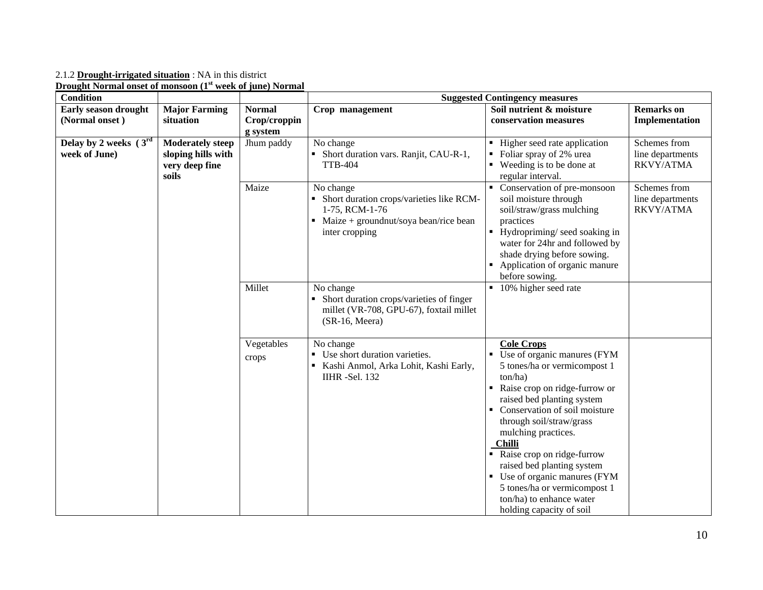2.1.2 **Drought-irrigated situation** : NA in this district

**Drought Normal onset of monsoon (1st week of june) Normal**

| Condition | | | Suggested Contingency measures | | |
|---|---|---|---|---|---|
| **Early season drought (Normal onset )** | **Major Farming situation** | **Normal Crop/cropping system** | **Crop management** | **Soil nutrient & moisture conservation measures** | **Remarks on Implementation** |
| **Delay by 2 weeks ( 3rd week of June)** | **Moderately steep sloping hills with very deep fine soils** | Jhum paddy | No change<br>▪ Short duration vars. Ranjit, CAU-R-1, TTB-404 | ▪ Higher seed rate application<br>▪ Foliar spray of 2% urea<br>▪ Weeding is to be done at regular interval. | Schemes from line departments RKVY/ATMA |
| | | Maize | No change<br>▪ Short duration crops/varieties like RCM-1-75, RCM-1-76<br>▪ Maize + groundnut/soya bean/rice bean inter cropping | ▪ Conservation of pre-monsoon soil moisture through soil/straw/grass mulching practices<br>▪ Hydropriming/ seed soaking in water for 24hr and followed by shade drying before sowing.<br>▪ Application of organic manure before sowing. | Schemes from line departments RKVY/ATMA |
| | | Millet | No change<br>▪ Short duration crops/varieties of finger millet (VR-708, GPU-67), foxtail millet (SR-16, Meera) | ▪ 10% higher seed rate | |
| | | Vegetables crops | No change<br>▪ Use short duration varieties.<br>▪ Kashi Anmol, Arka Lohit, Kashi Early, IIHR -Sel. 132 | **Cole Crops**<br>▪ Use of organic manures (FYM 5 tones/ha or vermicompost 1 ton/ha)<br>▪ Raise crop on ridge-furrow or raised bed planting system<br>▪ Conservation of soil moisture through soil/straw/grass mulching practices.<br>**Chilli**<br>▪ Raise crop on ridge-furrow raised bed planting system<br>▪ Use of organic manures (FYM 5 tones/ha or vermicompost 1 ton/ha) to enhance water holding capacity of soil | |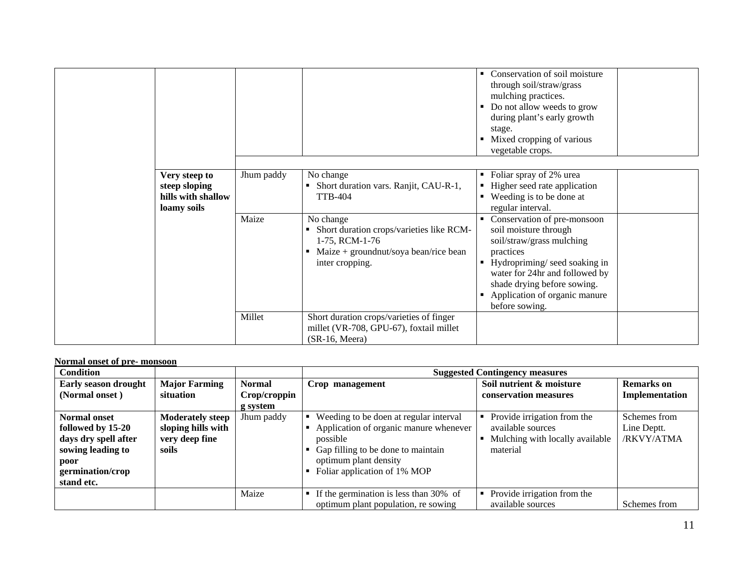| | | | | ▪ Conservation of soil moisture through soil/straw/grass mulching practices.<br>▪ Do not allow weeds to grow during plant's early growth stage.<br>▪ Mixed cropping of various vegetable crops. | |
|---|---|---|---|---|---|
| | **Very steep to steep sloping hills with shallow loamy soils** | Jhum paddy | No change<br>▪ Short duration vars. Ranjit, CAU-R-1, TTB-404 | ▪ Foliar spray of 2% urea<br>▪ Higher seed rate application<br>▪ Weeding is to be done at regular interval. | |
| | | Maize | No change<br>▪ Short duration crops/varieties like RCM-1-75, RCM-1-76<br>▪ Maize + groundnut/soya bean/rice bean inter cropping. | ▪ Conservation of pre-monsoon soil moisture through soil/straw/grass mulching practices<br>▪ Hydropriming/ seed soaking in water for 24hr and followed by shade drying before sowing.<br>▪ Application of organic manure before sowing. | |
| | | Millet | Short duration crops/varieties of finger millet (VR-708, GPU-67), foxtail millet (SR-16, Meera) | | |

**Normal onset of pre- monsoon**

| Condition | | | Suggested Contingency measures | | |
|---|---|---|---|---|---|
| **Early season drought (Normal onset )** | **Major Farming situation** | **Normal Crop/cropping system** | **Crop management** | **Soil nutrient & moisture conservation measures** | **Remarks on Implementation** |
| **Normal onset followed by 15-20 days dry spell after sowing leading to poor germination/crop stand etc.** | **Moderately steep sloping hills with very deep fine soils** | Jhum paddy | ▪ Weeding to be doen at regular interval<br>▪ Application of organic manure whenever possible<br>▪ Gap filling to be done to maintain optimum plant density<br>▪ Foliar application of 1% MOP | ▪ Provide irrigation from the available sources<br>▪ Mulching with locally available material | Schemes from Line Deptt. /RKVY/ATMA |
| | | Maize | ▪ If the germination is less than 30% of optimum plant population, re sowing | ▪ Provide irrigation from the available sources | Schemes from |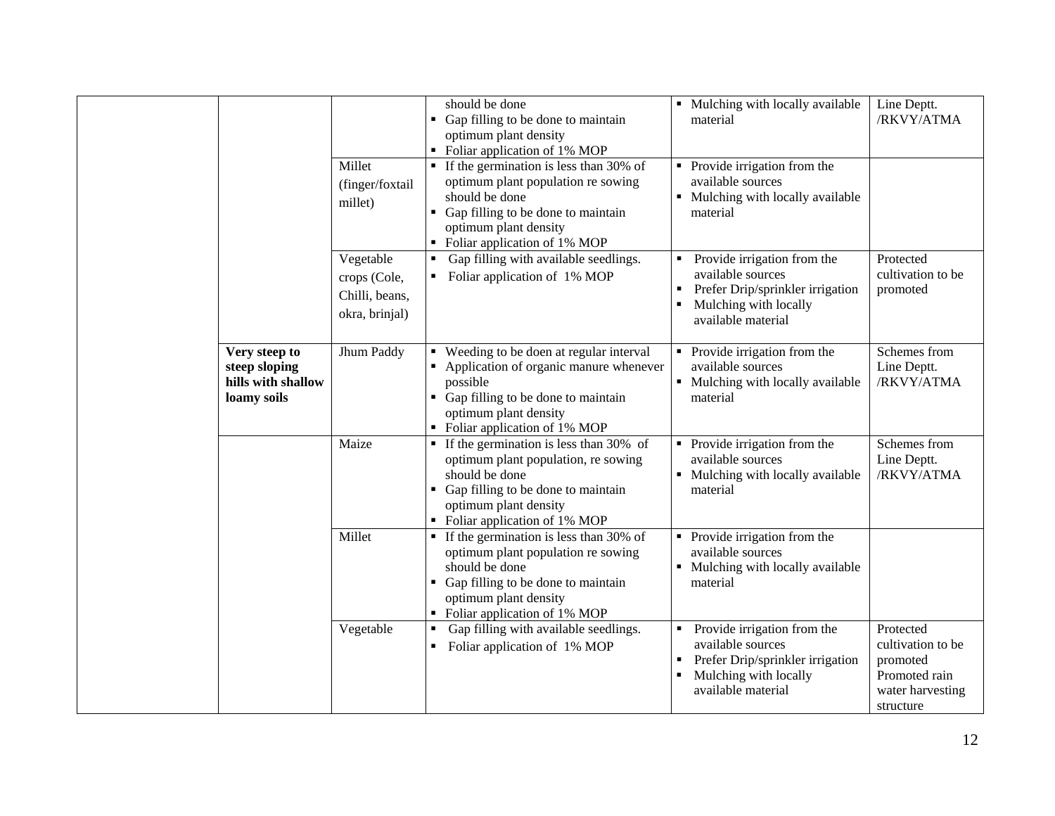| | | | | | |
|---|---|---|---|---|---|
| | | | should be done<br>▪ Gap filling to be done to maintain optimum plant density<br>▪ Foliar application of 1% MOP | ▪ Mulching with locally available material | Line Deptt. /RKVY/ATMA |
| | | Millet (finger/foxtail millet) | ▪ If the germination is less than 30% of optimum plant population re sowing should be done<br>▪ Gap filling to be done to maintain optimum plant density<br>▪ Foliar application of 1% MOP | ▪ Provide irrigation from the available sources<br>▪ Mulching with locally available material | |
| | | Vegetable crops (Cole, Chilli, beans, okra, brinjal) | ▪ Gap filling with available seedlings.<br>▪ Foliar application of 1% MOP | ▪ Provide irrigation from the available sources<br>▪ Prefer Drip/sprinkler irrigation<br>▪ Mulching with locally available material | Protected cultivation to be promoted |
| | **Very steep to steep sloping hills with shallow loamy soils** | Jhum Paddy | ▪ Weeding to be doen at regular interval<br>▪ Application of organic manure whenever possible<br>▪ Gap filling to be done to maintain optimum plant density<br>▪ Foliar application of 1% MOP | ▪ Provide irrigation from the available sources<br>▪ Mulching with locally available material | Schemes from Line Deptt. /RKVY/ATMA |
| | | Maize | ▪ If the germination is less than 30% of optimum plant population, re sowing should be done<br>▪ Gap filling to be done to maintain optimum plant density<br>▪ Foliar application of 1% MOP | ▪ Provide irrigation from the available sources<br>▪ Mulching with locally available material | Schemes from Line Deptt. /RKVY/ATMA |
| | | Millet | ▪ If the germination is less than 30% of optimum plant population re sowing should be done<br>▪ Gap filling to be done to maintain optimum plant density<br>▪ Foliar application of 1% MOP | ▪ Provide irrigation from the available sources<br>▪ Mulching with locally available material | |
| | | Vegetable | ▪ Gap filling with available seedlings.<br>▪ Foliar application of 1% MOP | ▪ Provide irrigation from the available sources<br>▪ Prefer Drip/sprinkler irrigation<br>▪ Mulching with locally available material | Protected cultivation to be promoted Promoted rain water harvesting structure |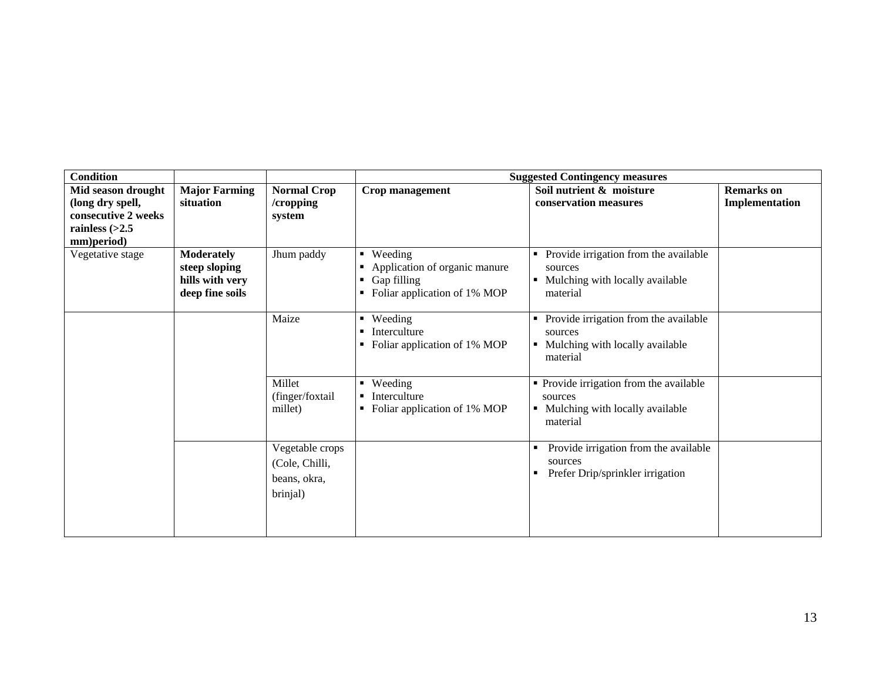| Condition | | | Suggested Contingency measures | | |
|---|---|---|---|---|---|
| **Mid season drought (long dry spell, consecutive 2 weeks rainless (>2.5 mm)period)** | **Major Farming situation** | **Normal Crop /cropping system** | **Crop management** | **Soil nutrient & moisture conservation measures** | **Remarks on Implementation** |
| Vegetative stage | **Moderately steep sloping hills with very deep fine soils** | Jhum paddy | ▪ Weeding<br>▪ Application of organic manure<br>▪ Gap filling<br>▪ Foliar application of 1% MOP | ▪ Provide irrigation from the available sources<br>▪ Mulching with locally available material | |
| | | Maize | ▪ Weeding<br>▪ Interculture<br>▪ Foliar application of 1% MOP | ▪ Provide irrigation from the available sources<br>▪ Mulching with locally available material | |
| | | Millet (finger/foxtail millet) | ▪ Weeding<br>▪ Interculture<br>▪ Foliar application of 1% MOP | ▪ Provide irrigation from the available sources<br>▪ Mulching with locally available material | |
| | | Vegetable crops (Cole, Chilli, beans, okra, brinjal) | | ▪ Provide irrigation from the available sources<br>▪ Prefer Drip/sprinkler irrigation | |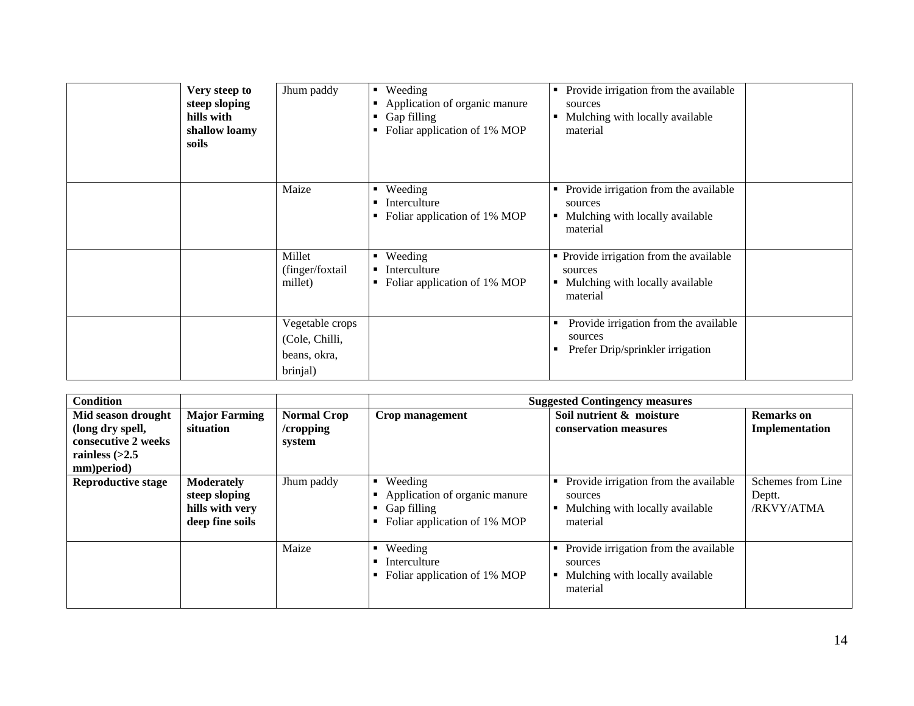| | | | | | |
|---|---|---|---|---|---|
| | **Very steep to steep sloping hills with shallow loamy soils** | Jhum paddy | ▪ Weeding<br>▪ Application of organic manure<br>▪ Gap filling<br>▪ Foliar application of 1% MOP | ▪ Provide irrigation from the available sources<br>▪ Mulching with locally available material | |
| | | Maize | ▪ Weeding<br>▪ Interculture<br>▪ Foliar application of 1% MOP | ▪ Provide irrigation from the available sources<br>▪ Mulching with locally available material | |
| | | Millet (finger/foxtail millet) | ▪ Weeding<br>▪ Interculture<br>▪ Foliar application of 1% MOP | ▪ Provide irrigation from the available sources<br>▪ Mulching with locally available material | |
| | | Vegetable crops (Cole, Chilli, beans, okra, brinjal) | | ▪ Provide irrigation from the available sources<br>▪ Prefer Drip/sprinkler irrigation | |

| **Condition** | | | **Suggested Contingency measures** | | |
|---|---|---|---|---|---|
| **Mid season drought (long dry spell, consecutive 2 weeks rainless (>2.5 mm)period)** | **Major Farming situation** | **Normal Crop /cropping system** | **Crop management** | **Soil nutrient & moisture conservation measures** | **Remarks on Implementation** |
| **Reproductive stage** | **Moderately steep sloping hills with very deep fine soils** | Jhum paddy | ▪ Weeding<br>▪ Application of organic manure<br>▪ Gap filling<br>▪ Foliar application of 1% MOP | ▪ Provide irrigation from the available sources<br>▪ Mulching with locally available material | Schemes from Line Deptt. /RKVY/ATMA |
| | | Maize | ▪ Weeding<br>▪ Interculture<br>▪ Foliar application of 1% MOP | ▪ Provide irrigation from the available sources<br>▪ Mulching with locally available material | |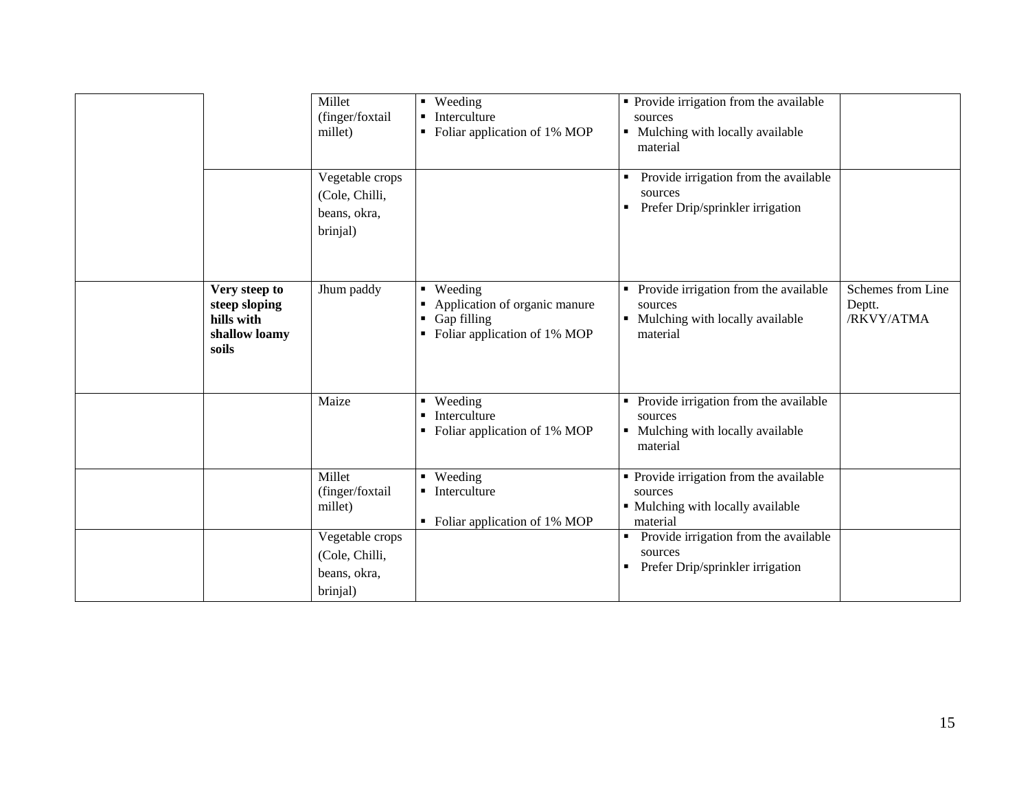| | | | | | |
|---|---|---|---|---|---|
| | | Millet (finger/foxtail millet) | ▪ Weeding<br>▪ Interculture<br>▪ Foliar application of 1% MOP | ▪ Provide irrigation from the available sources<br>▪ Mulching with locally available material | |
| | | Vegetable crops (Cole, Chilli, beans, okra, brinjal) | | ▪ Provide irrigation from the available sources<br>▪ Prefer Drip/sprinkler irrigation | |
| | **Very steep to steep sloping hills with shallow loamy soils** | Jhum paddy | ▪ Weeding<br>▪ Application of organic manure<br>▪ Gap filling<br>▪ Foliar application of 1% MOP | ▪ Provide irrigation from the available sources<br>▪ Mulching with locally available material | Schemes from Line Deptt. /RKVY/ATMA |
| | | Maize | ▪ Weeding<br>▪ Interculture<br>▪ Foliar application of 1% MOP | ▪ Provide irrigation from the available sources<br>▪ Mulching with locally available material | |
| | | Millet (finger/foxtail millet) | ▪ Weeding<br>▪ Interculture<br>▪ Foliar application of 1% MOP | ▪ Provide irrigation from the available sources<br>▪ Mulching with locally available material | |
| | | Vegetable crops (Cole, Chilli, beans, okra, brinjal) | | ▪ Provide irrigation from the available sources<br>▪ Prefer Drip/sprinkler irrigation | |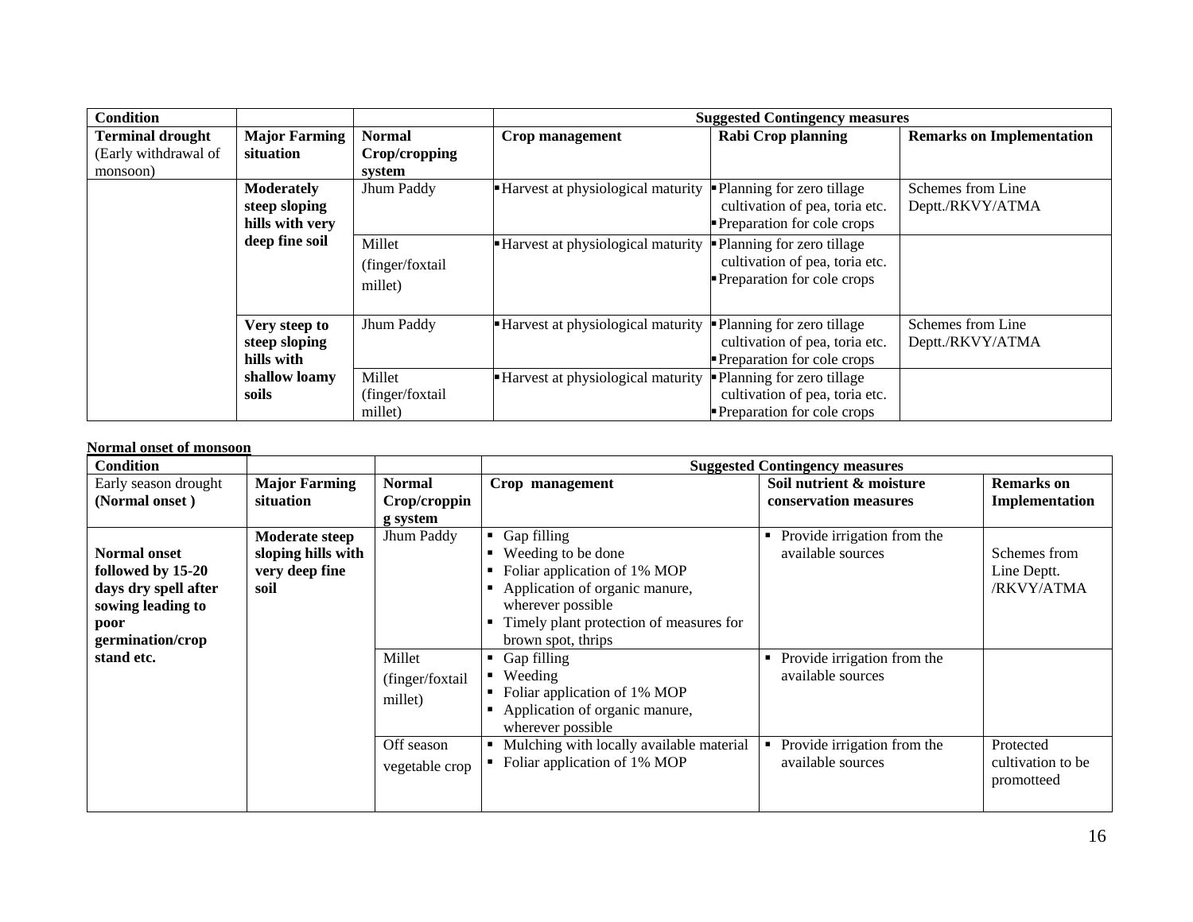| Condition | | | Suggested Contingency measures | | |
|---|---|---|---|---|---|
| **Terminal drought** (Early withdrawal of monsoon) | **Major Farming situation** | **Normal Crop/cropping system** | **Crop management** | **Rabi Crop planning** | **Remarks on Implementation** |
| | **Moderately steep sloping hills with very deep fine soil** | Jhum Paddy | ▪ Harvest at physiological maturity | ▪ Planning for zero tillage cultivation of pea, toria etc.<br>▪ Preparation for cole crops | Schemes from Line Deptt./RKVY/ATMA |
| | | Millet (finger/foxtail millet) | ▪ Harvest at physiological maturity | ▪ Planning for zero tillage cultivation of pea, toria etc.<br>▪ Preparation for cole crops | |
| | **Very steep to steep sloping hills with shallow loamy soils** | Jhum Paddy | ▪ Harvest at physiological maturity | ▪ Planning for zero tillage cultivation of pea, toria etc.<br>▪ Preparation for cole crops | Schemes from Line Deptt./RKVY/ATMA |
| | | Millet (finger/foxtail millet) | ▪ Harvest at physiological maturity | ▪ Planning for zero tillage cultivation of pea, toria etc.<br>▪ Preparation for cole crops | |

**Normal onset of monsoon**

| Condition | | | Suggested Contingency measures | | |
|---|---|---|---|---|---|
| Early season drought **(Normal onset )** | **Major Farming situation** | **Normal Crop/cropping system** | **Crop management** | **Soil nutrient & moisture conservation measures** | **Remarks on Implementation** |
| **Normal onset followed by 15-20 days dry spell after sowing leading to poor germination/crop stand etc.** | **Moderate steep sloping hills with very deep fine soil** | Jhum Paddy | ▪ Gap filling<br>▪ Weeding to be done<br>▪ Foliar application of 1% MOP<br>▪ Application of organic manure, wherever possible<br>▪ Timely plant protection of measures for brown spot, thrips | ▪ Provide irrigation from the available sources | Schemes from Line Deptt. /RKVY/ATMA |
| | | Millet (finger/foxtail millet) | ▪ Gap filling<br>▪ Weeding<br>▪ Foliar application of 1% MOP<br>▪ Application of organic manure, wherever possible | ▪ Provide irrigation from the available sources | |
| | | Off season vegetable crop | ▪ Mulching with locally available material<br>▪ Foliar application of 1% MOP | ▪ Provide irrigation from the available sources | Protected cultivation to be promotteed |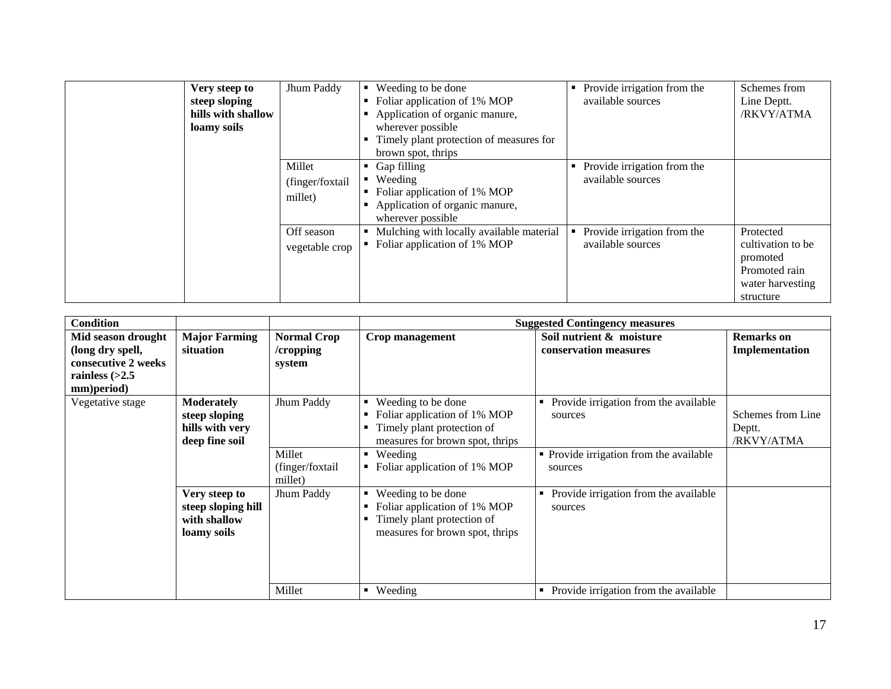|  | Very steep to steep sloping hills with shallow loamy soils | Jhum Paddy | ▪ Weeding to be done<br>▪ Foliar application of 1% MOP<br>▪ Application of organic manure, wherever possible<br>▪ Timely plant protection of measures for brown spot, thrips | ▪ Provide irrigation from the available sources | Schemes from Line Deptt. /RKVY/ATMA |
|---|---|---|---|---|---|
|  |  | Millet (finger/foxtail millet) | ▪ Gap filling<br>▪ Weeding<br>▪ Foliar application of 1% MOP<br>▪ Application of organic manure, wherever possible | ▪ Provide irrigation from the available sources |  |
|  |  | Off season vegetable crop | ▪ Mulching with locally available material<br>▪ Foliar application of 1% MOP | ▪ Provide irrigation from the available sources | Protected cultivation to be promoted Promoted rain water harvesting structure |

| Condition |  |  | Suggested Contingency measures |  |  |
|---|---|---|---|---|---|
| **Mid season drought (long dry spell, consecutive 2 weeks rainless (>2.5 mm)period)** | **Major Farming situation** | **Normal Crop /cropping system** | **Crop management** | **Soil nutrient & moisture conservation measures** | **Remarks on Implementation** |
| Vegetative stage | **Moderately steep sloping hills with very deep fine soil** | Jhum Paddy | ▪ Weeding to be done<br>▪ Foliar application of 1% MOP<br>▪ Timely plant protection of measures for brown spot, thrips | ▪ Provide irrigation from the available sources | Schemes from Line Deptt. /RKVY/ATMA |
|  |  | Millet (finger/foxtail millet) | ▪ Weeding<br>▪ Foliar application of 1% MOP | ▪ Provide irrigation from the available sources |  |
|  | **Very steep to steep sloping hill with shallow loamy soils** | Jhum Paddy | ▪ Weeding to be done<br>▪ Foliar application of 1% MOP<br>▪ Timely plant protection of measures for brown spot, thrips | ▪ Provide irrigation from the available sources |  |
|  |  | Millet | ▪ Weeding | ▪ Provide irrigation from the available |  |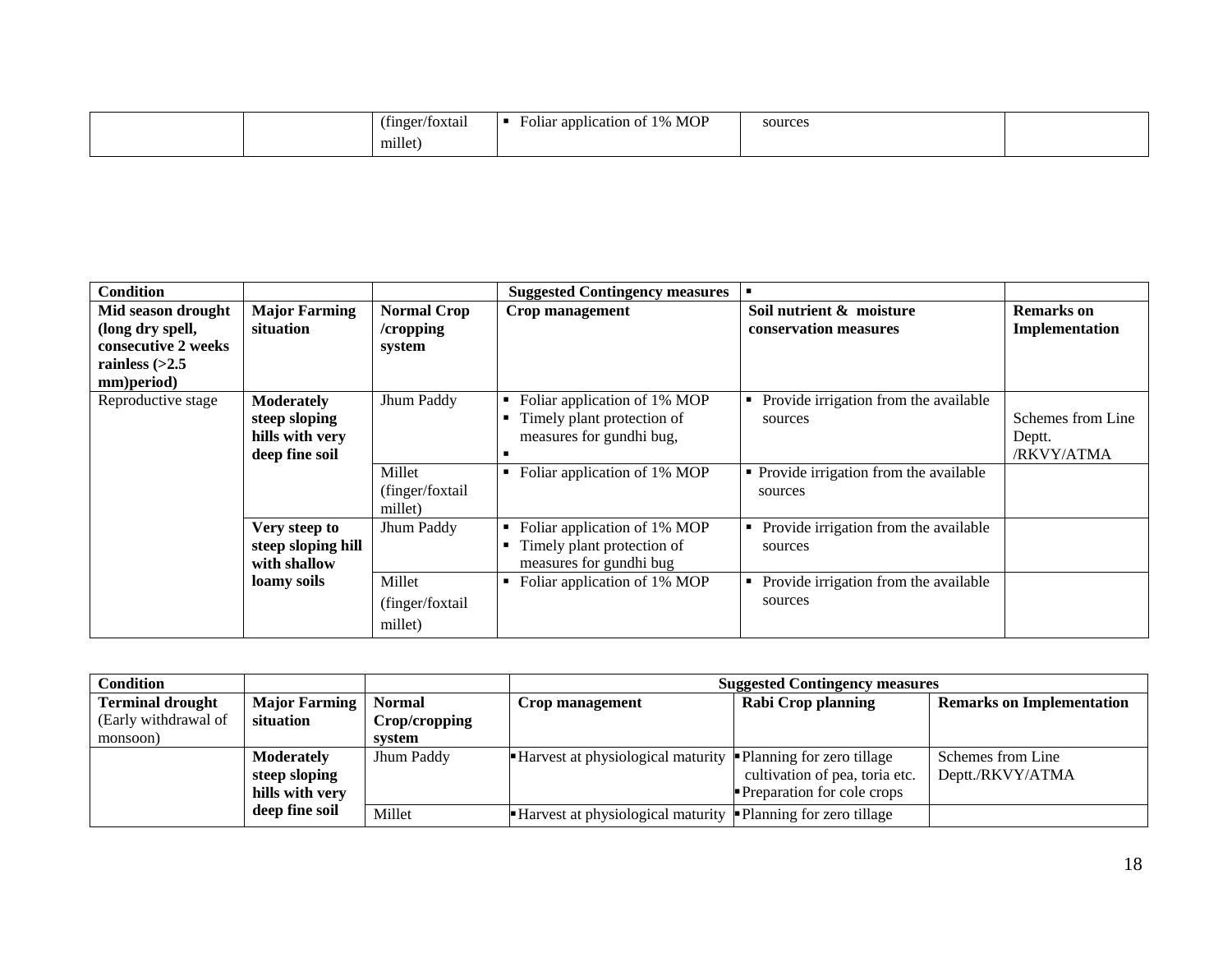| | | (finger/foxtail millet) | ▪ Foliar application of 1% MOP | sources | |
|---|---|---|---|---|---|

| Condition | | | Suggested Contingency measures | ▪ | |
|---|---|---|---|---|---|
| **Mid season drought (long dry spell, consecutive 2 weeks rainless (>2.5 mm)period)** | **Major Farming situation** | **Normal Crop /cropping system** | **Crop management** | **Soil nutrient & moisture conservation measures** | **Remarks on Implementation** |
| Reproductive stage | **Moderately steep sloping hills with very deep fine soil** | Jhum Paddy | ▪ Foliar application of 1% MOP<br>▪ Timely plant protection of measures for gundhi bug,<br>▪ | ▪ Provide irrigation from the available sources | Schemes from Line Deptt. /RKVY/ATMA |
| | | Millet (finger/foxtail millet) | ▪ Foliar application of 1% MOP | ▪ Provide irrigation from the available sources | |
| | **Very steep to steep sloping hill with shallow loamy soils** | Jhum Paddy | ▪ Foliar application of 1% MOP<br>▪ Timely plant protection of measures for gundhi bug | ▪ Provide irrigation from the available sources | |
| | | Millet (finger/foxtail millet) | ▪ Foliar application of 1% MOP | ▪ Provide irrigation from the available sources | |

| Condition | | | Suggested Contingency measures | | |
|---|---|---|---|---|---|
| **Terminal drought** (Early withdrawal of monsoon) | **Major Farming situation** | **Normal Crop/cropping system** | **Crop management** | **Rabi Crop planning** | **Remarks on Implementation** |
| | **Moderately steep sloping hills with very deep fine soil** | Jhum Paddy | ▪ Harvest at physiological maturity | ▪ Planning for zero tillage cultivation of pea, toria etc.<br>▪ Preparation for cole crops | Schemes from Line Deptt./RKVY/ATMA |
| | | Millet | ▪ Harvest at physiological maturity | ▪ Planning for zero tillage | |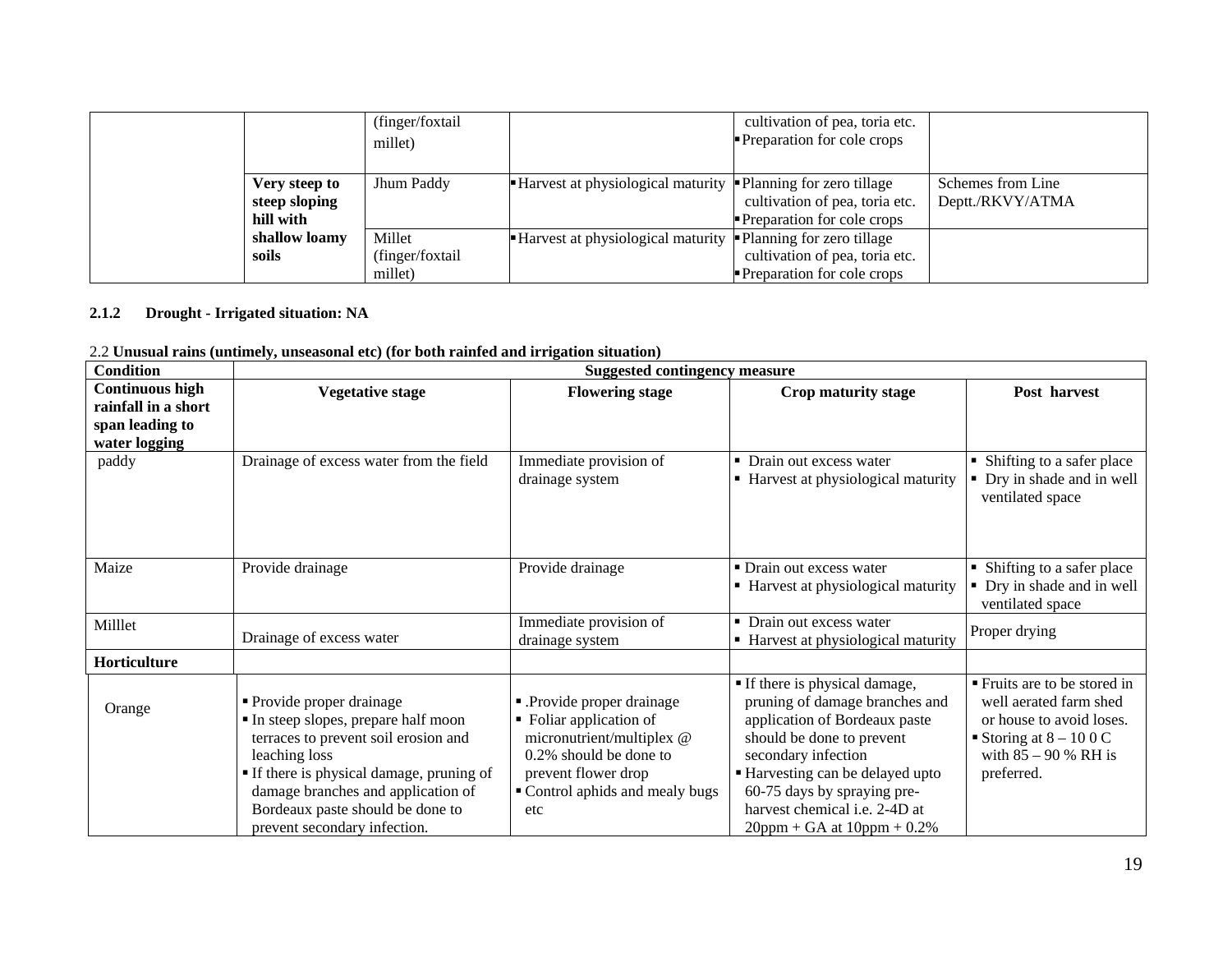| | | | | | |
|---|---|---|---|---|---|
| | | (finger/foxtail millet) | | cultivation of pea, toria etc.<br>▪ Preparation for cole crops | |
| | **Very steep to steep sloping hill with shallow loamy soils** | Jhum Paddy | ▪ Harvest at physiological maturity | ▪ Planning for zero tillage cultivation of pea, toria etc.<br>▪ Preparation for cole crops | Schemes from Line Deptt./RKVY/ATMA |
| | | Millet (finger/foxtail millet) | ▪ Harvest at physiological maturity | ▪ Planning for zero tillage cultivation of pea, toria etc.<br>▪ Preparation for cole crops | |

**2.1.2 Drought - Irrigated situation: NA**

2.2 **Unusual rains (untimely, unseasonal etc) (for both rainfed and irrigation situation)**

| **Condition** | **Suggested contingency measure** | | | |
|---|---|---|---|---|
| **Continuous high rainfall in a short span leading to water logging** | **Vegetative stage** | **Flowering stage** | **Crop maturity stage** | **Post harvest** |
| paddy | Drainage of excess water from the field | Immediate provision of drainage system | ▪ Drain out excess water<br>▪ Harvest at physiological maturity | ▪ Shifting to a safer place<br>▪ Dry in shade and in well ventilated space |
| Maize | Provide drainage | Provide drainage | ▪ Drain out excess water<br>▪ Harvest at physiological maturity | ▪ Shifting to a safer place<br>▪ Dry in shade and in well ventilated space |
| Milllet | Drainage of excess water | Immediate provision of drainage system | ▪ Drain out excess water<br>▪ Harvest at physiological maturity | Proper drying |
| **Horticulture** | | | | |
| Orange | ▪ Provide proper drainage<br>▪ In steep slopes, prepare half moon terraces to prevent soil erosion and leaching loss<br>▪ If there is physical damage, pruning of damage branches and application of Bordeaux paste should be done to prevent secondary infection. | ▪ .Provide proper drainage<br>▪ Foliar application of micronutrient/multiplex @ 0.2% should be done to prevent flower drop<br>▪ Control aphids and mealy bugs etc | ▪ If there is physical damage, pruning of damage branches and application of Bordeaux paste should be done to prevent secondary infection<br>▪ Harvesting can be delayed upto 60-75 days by spraying pre-harvest chemical i.e. 2-4D at 20ppm + GA at 10ppm + 0.2% | ▪ Fruits are to be stored in well aerated farm shed or house to avoid loses.<br>▪ Storing at 8 – 10 0 C with 85 – 90 % RH is preferred. |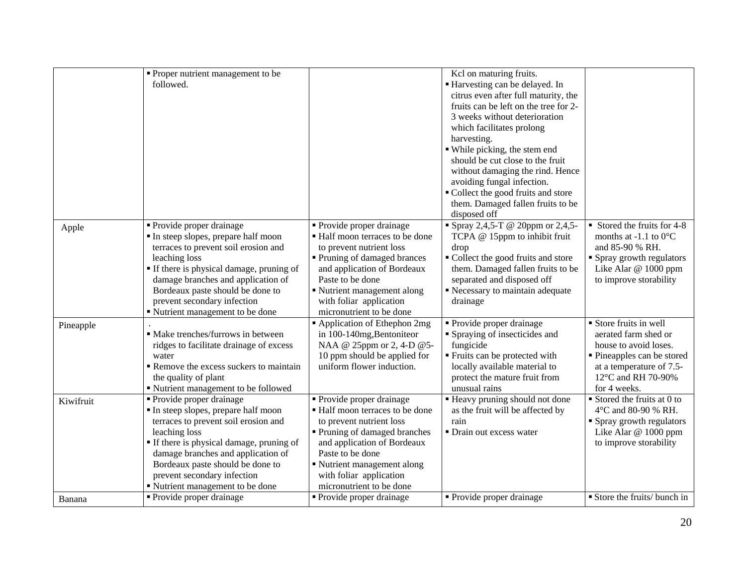| | | | | |
|---|---|---|---|---|
| | ▪ Proper nutrient management to be followed. | | Kcl on maturing fruits.<br>▪ Harvesting can be delayed. In citrus even after full maturity, the fruits can be left on the tree for 2-3 weeks without deterioration which facilitates prolong harvesting.<br>▪ While picking, the stem end should be cut close to the fruit without damaging the rind. Hence avoiding fungal infection.<br>▪ Collect the good fruits and store them. Damaged fallen fruits to be disposed off | |
| Apple | ▪ Provide proper drainage<br>▪ In steep slopes, prepare half moon terraces to prevent soil erosion and leaching loss<br>▪ If there is physical damage, pruning of damage branches and application of Bordeaux paste should be done to prevent secondary infection<br>▪ Nutrient management to be done | ▪ Provide proper drainage<br>▪ Half moon terraces to be done to prevent nutrient loss<br>▪ Pruning of damaged brances and application of Bordeaux Paste to be done<br>▪ Nutrient management along with foliar application micronutrient to be done | ▪ Spray 2,4,5-T @ 20ppm or 2,4,5-TCPA @ 15ppm to inhibit fruit drop<br>▪ Collect the good fruits and store them. Damaged fallen fruits to be separated and disposed off<br>▪ Necessary to maintain adequate drainage | ▪ Stored the fruits for 4-8 months at -1.1 to 0°C and 85-90 % RH.<br>▪ Spray growth regulators Like Alar @ 1000 ppm to improve storability |
| Pineapple | .<br>▪ Make trenches/furrows in between ridges to facilitate drainage of excess water<br>▪ Remove the excess suckers to maintain the quality of plant<br>▪ Nutrient management to be followed | ▪ Application of Ethephon 2mg in 100-140mg,Bentoniteor NAA @ 25ppm or 2, 4-D @5-10 ppm should be applied for uniform flower induction. | ▪ Provide proper drainage<br>▪ Spraying of insecticides and fungicide<br>▪ Fruits can be protected with locally available material to protect the mature fruit from unusual rains | ▪ Store fruits in well aerated farm shed or house to avoid loses.<br>▪ Pineapples can be stored at a temperature of 7.5-12°C and RH 70-90% for 4 weeks. |
| Kiwifruit | ▪ Provide proper drainage<br>▪ In steep slopes, prepare half moon terraces to prevent soil erosion and leaching loss<br>▪ If there is physical damage, pruning of damage branches and application of Bordeaux paste should be done to prevent secondary infection<br>▪ Nutrient management to be done | ▪ Provide proper drainage<br>▪ Half moon terraces to be done to prevent nutrient loss<br>▪ Pruning of damaged branches and application of Bordeaux Paste to be done<br>▪ Nutrient management along with foliar application micronutrient to be done | ▪ Heavy pruning should not done as the fruit will be affected by rain<br>▪ Drain out excess water | ▪ Stored the fruits at 0 to 4°C and 80-90 % RH.<br>▪ Spray growth regulators Like Alar @ 1000 ppm to improve storability |
| Banana | ▪ Provide proper drainage | ▪ Provide proper drainage | ▪ Provide proper drainage | ▪ Store the fruits/ bunch in |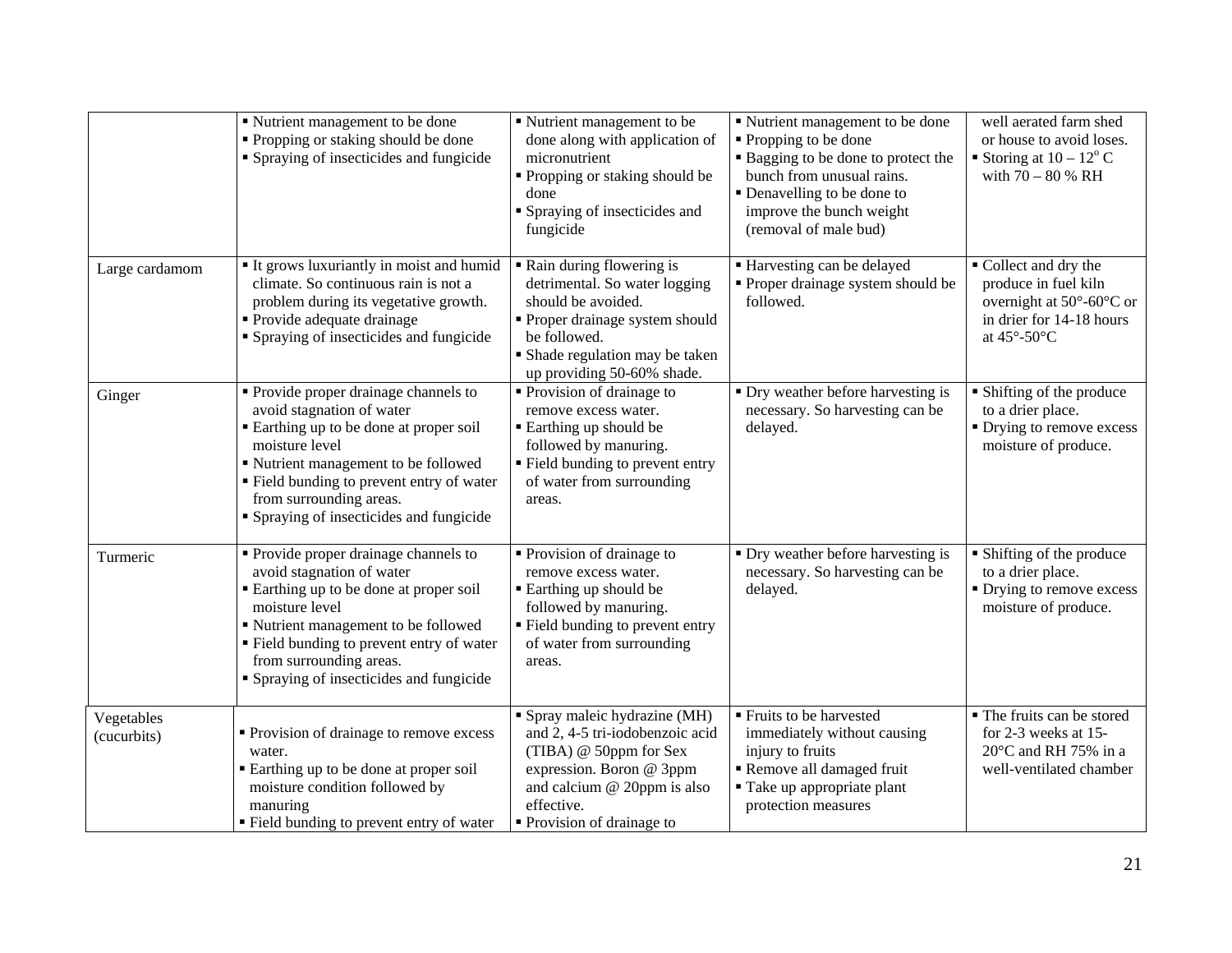| | | | | |
|---|---|---|---|---|
| | ▪ Nutrient management to be done<br>▪ Propping or staking should be done<br>▪ Spraying of insecticides and fungicide | ▪ Nutrient management to be done along with application of micronutrient<br>▪ Propping or staking should be done<br>▪ Spraying of insecticides and fungicide | ▪ Nutrient management to be done<br>▪ Propping to be done<br>▪ Bagging to be done to protect the bunch from unusual rains.<br>▪ Denavelling to be done to improve the bunch weight (removal of male bud) | well aerated farm shed or house to avoid loses.<br>▪ Storing at 10 – 12$^{o}$ C with 70 – 80 % RH |
| Large cardamom | ▪ It grows luxuriantly in moist and humid climate. So continuous rain is not a problem during its vegetative growth.<br>▪ Provide adequate drainage<br>▪ Spraying of insecticides and fungicide | ▪ Rain during flowering is detrimental. So water logging should be avoided.<br>▪ Proper drainage system should be followed.<br>▪ Shade regulation may be taken up providing 50-60% shade. | ▪ Harvesting can be delayed<br>▪ Proper drainage system should be followed. | ▪ Collect and dry the produce in fuel kiln overnight at 50°-60°C or in drier for 14-18 hours at 45°-50°C |
| Ginger | ▪ Provide proper drainage channels to avoid stagnation of water<br>▪ Earthing up to be done at proper soil moisture level<br>▪ Nutrient management to be followed<br>▪ Field bunding to prevent entry of water from surrounding areas.<br>▪ Spraying of insecticides and fungicide | ▪ Provision of drainage to remove excess water.<br>▪ Earthing up should be followed by manuring.<br>▪ Field bunding to prevent entry of water from surrounding areas. | ▪ Dry weather before harvesting is necessary. So harvesting can be delayed. | ▪ Shifting of the produce to a drier place.<br>▪ Drying to remove excess moisture of produce. |
| Turmeric | ▪ Provide proper drainage channels to avoid stagnation of water<br>▪ Earthing up to be done at proper soil moisture level<br>▪ Nutrient management to be followed<br>▪ Field bunding to prevent entry of water from surrounding areas.<br>▪ Spraying of insecticides and fungicide | ▪ Provision of drainage to remove excess water.<br>▪ Earthing up should be followed by manuring.<br>▪ Field bunding to prevent entry of water from surrounding areas. | ▪ Dry weather before harvesting is necessary. So harvesting can be delayed. | ▪ Shifting of the produce to a drier place.<br>▪ Drying to remove excess moisture of produce. |
| Vegetables (cucurbits) | ▪ Provision of drainage to remove excess water.<br>▪ Earthing up to be done at proper soil moisture condition followed by manuring<br>▪ Field bunding to prevent entry of water | ▪ Spray maleic hydrazine (MH) and 2, 4-5 tri-iodobenzoic acid (TIBA) @ 50ppm for Sex expression. Boron @ 3ppm and calcium @ 20ppm is also effective.<br>▪ Provision of drainage to | ▪ Fruits to be harvested immediately without causing injury to fruits<br>▪ Remove all damaged fruit<br>▪ Take up appropriate plant protection measures | ▪ The fruits can be stored for 2-3 weeks at 15-20°C and RH 75% in a well-ventilated chamber |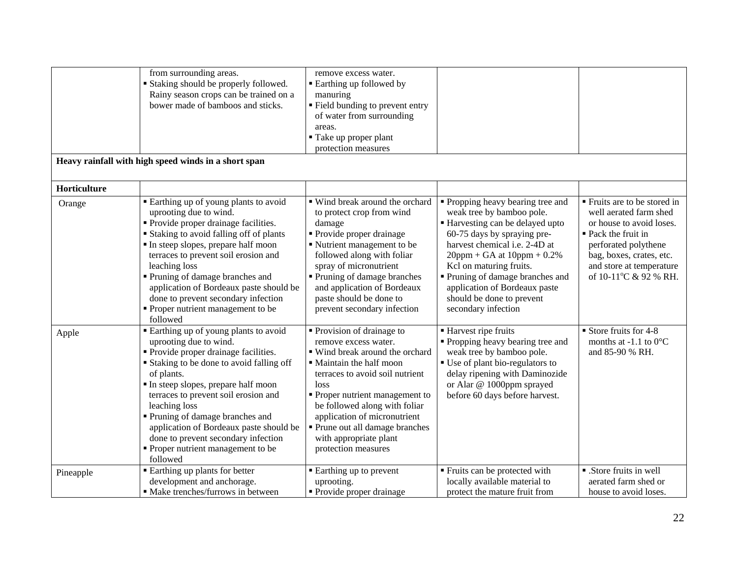| | | | | |
|---|---|---|---|---|
| | ▪ from surrounding areas.<br>▪ Staking should be properly followed. Rainy season crops can be trained on a bower made of bamboos and sticks. | remove excess water.<br>▪ Earthing up followed by manuring<br>▪ Field bunding to prevent entry of water from surrounding areas.<br>▪ Take up proper plant protection measures | | |
| **Heavy rainfall with high speed winds in a short span** | | | | |
| **Horticulture** | | | | |
| Orange | ▪ Earthing up of young plants to avoid uprooting due to wind.<br>▪ Provide proper drainage facilities.<br>▪ Staking to avoid falling off of plants<br>▪ In steep slopes, prepare half moon terraces to prevent soil erosion and leaching loss<br>▪ Pruning of damage branches and application of Bordeaux paste should be done to prevent secondary infection<br>▪ Proper nutrient management to be followed | ▪ Wind break around the orchard to protect crop from wind damage<br>▪ Provide proper drainage<br>▪ Nutrient management to be followed along with foliar spray of micronutrient<br>▪ Pruning of damage branches and application of Bordeaux paste should be done to prevent secondary infection | ▪ Propping heavy bearing tree and weak tree by bamboo pole.<br>▪ Harvesting can be delayed upto 60-75 days by spraying pre-harvest chemical i.e. 2-4D at 20ppm + GA at 10ppm + 0.2% Kcl on maturing fruits.<br>▪ Pruning of damage branches and application of Bordeaux paste should be done to prevent secondary infection | ▪ Fruits are to be stored in well aerated farm shed or house to avoid loses.<br>▪ Pack the fruit in perforated polythene bag, boxes, crates, etc. and store at temperature of 10-11°C & 92 % RH. |
| Apple | ▪ Earthing up of young plants to avoid uprooting due to wind.<br>▪ Provide proper drainage facilities.<br>▪ Staking to be done to avoid falling off of plants.<br>▪ In steep slopes, prepare half moon terraces to prevent soil erosion and leaching loss<br>▪ Pruning of damage branches and application of Bordeaux paste should be done to prevent secondary infection<br>▪ Proper nutrient management to be followed | ▪ Provision of drainage to remove excess water.<br>▪ Wind break around the orchard<br>▪ Maintain the half moon terraces to avoid soil nutrient loss<br>▪ Proper nutrient management to be followed along with foliar application of micronutrient<br>▪ Prune out all damage branches with appropriate plant protection measures | ▪ Harvest ripe fruits<br>▪ Propping heavy bearing tree and weak tree by bamboo pole.<br>▪ Use of plant bio-regulators to delay ripening with Daminozide or Alar @ 1000ppm sprayed before 60 days before harvest. | ▪ Store fruits for 4-8 months at -1.1 to 0°C and 85-90 % RH. |
| Pineapple | ▪ Earthing up plants for better development and anchorage.<br>▪ Make trenches/furrows in between | ▪ Earthing up to prevent uprooting.<br>▪ Provide proper drainage | ▪ Fruits can be protected with locally available material to protect the mature fruit from | ▪ .Store fruits in well aerated farm shed or house to avoid loses. |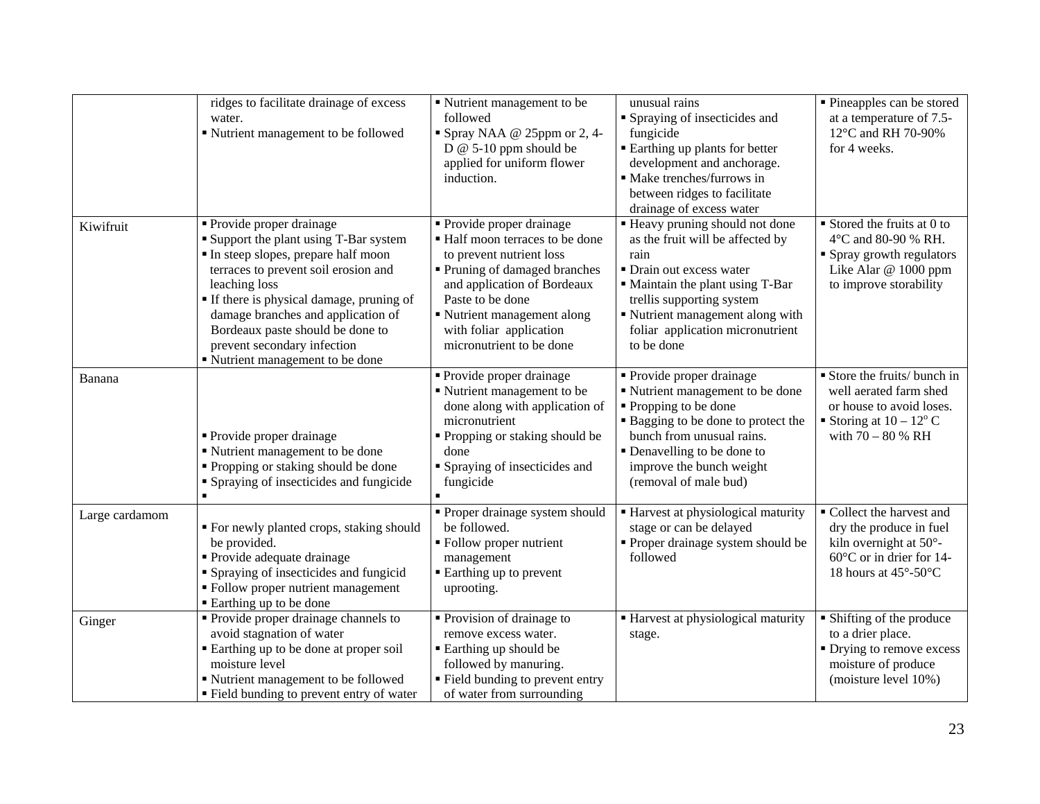| | | | | |
|---|---|---|---|---|
| | ridges to facilitate drainage of excess water.<br>▪ Nutrient management to be followed | ▪ Nutrient management to be followed<br>▪ Spray NAA @ 25ppm or 2, 4-D @ 5-10 ppm should be applied for uniform flower induction. | unusual rains<br>▪ Spraying of insecticides and fungicide<br>▪ Earthing up plants for better development and anchorage.<br>▪ Make trenches/furrows in between ridges to facilitate drainage of excess water | ▪ Pineapples can be stored at a temperature of 7.5-12°C and RH 70-90% for 4 weeks. |
| Kiwifruit | ▪ Provide proper drainage<br>▪ Support the plant using T-Bar system<br>▪ In steep slopes, prepare half moon terraces to prevent soil erosion and leaching loss<br>▪ If there is physical damage, pruning of damage branches and application of Bordeaux paste should be done to prevent secondary infection<br>▪ Nutrient management to be done | ▪ Provide proper drainage<br>▪ Half moon terraces to be done to prevent nutrient loss<br>▪ Pruning of damaged branches and application of Bordeaux Paste to be done<br>▪ Nutrient management along with foliar application micronutrient to be done | ▪ Heavy pruning should not done as the fruit will be affected by rain<br>▪ Drain out excess water<br>▪ Maintain the plant using T-Bar trellis supporting system<br>▪ Nutrient management along with foliar application micronutrient to be done | ▪ Stored the fruits at 0 to 4°C and 80-90 % RH.<br>▪ Spray growth regulators Like Alar @ 1000 ppm to improve storability |
| Banana | ▪ Provide proper drainage<br>▪ Nutrient management to be done<br>▪ Propping or staking should be done<br>▪ Spraying of insecticides and fungicide<br>▪ | ▪ Provide proper drainage<br>▪ Nutrient management to be done along with application of micronutrient<br>▪ Propping or staking should be done<br>▪ Spraying of insecticides and fungicide<br>▪ | ▪ Provide proper drainage<br>▪ Nutrient management to be done<br>▪ Propping to be done<br>▪ Bagging to be done to protect the bunch from unusual rains.<br>▪ Denavelling to be done to improve the bunch weight (removal of male bud) | ▪ Store the fruits/ bunch in well aerated farm shed or house to avoid loses.<br>▪ Storing at 10 – 12° C with 70 – 80 % RH |
| Large cardamom | ▪ For newly planted crops, staking should be provided.<br>▪ Provide adequate drainage<br>▪ Spraying of insecticides and fungicid<br>▪ Follow proper nutrient management<br>▪ Earthing up to be done | ▪ Proper drainage system should be followed.<br>▪ Follow proper nutrient management<br>▪ Earthing up to prevent uprooting. | ▪ Harvest at physiological maturity stage or can be delayed<br>▪ Proper drainage system should be followed | ▪ Collect the harvest and dry the produce in fuel kiln overnight at 50°-60°C or in drier for 14-18 hours at 45°-50°C |
| Ginger | ▪ Provide proper drainage channels to avoid stagnation of water<br>▪ Earthing up to be done at proper soil moisture level<br>▪ Nutrient management to be followed<br>▪ Field bunding to prevent entry of water | ▪ Provision of drainage to remove excess water.<br>▪ Earthing up should be followed by manuring.<br>▪ Field bunding to prevent entry of water from surrounding | ▪ Harvest at physiological maturity stage. | ▪ Shifting of the produce to a drier place.<br>▪ Drying to remove excess moisture of produce (moisture level 10%) |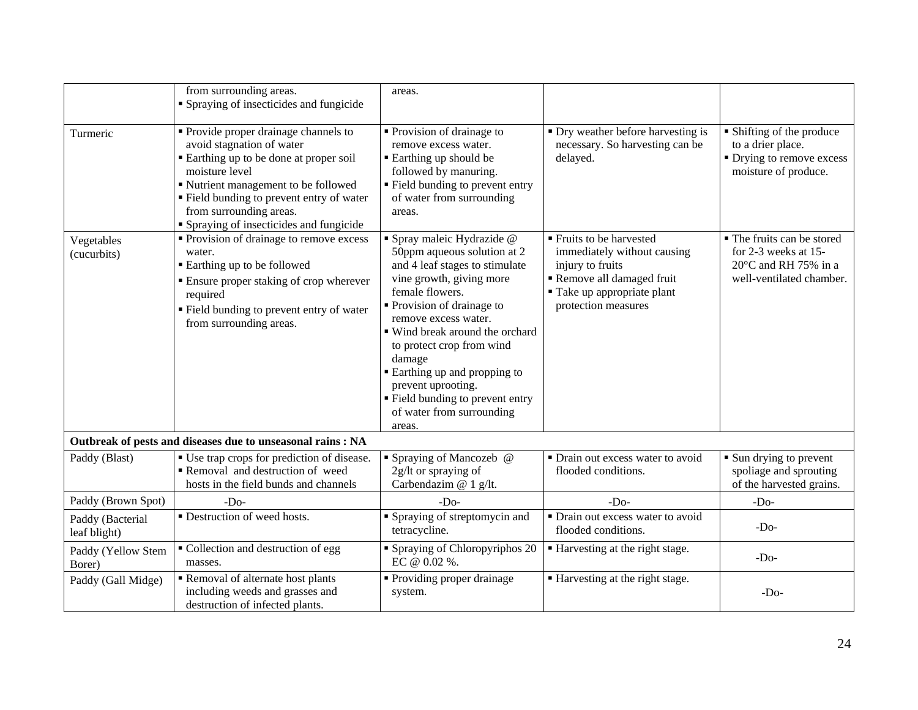|  |  |  |  |  |
|---|---|---|---|---|
|  | from surrounding areas.<br>▪ Spraying of insecticides and fungicide | areas. |  |  |
| Turmeric | ▪ Provide proper drainage channels to avoid stagnation of water<br>▪ Earthing up to be done at proper soil moisture level<br>▪ Nutrient management to be followed<br>▪ Field bunding to prevent entry of water from surrounding areas.<br>▪ Spraying of insecticides and fungicide | ▪ Provision of drainage to remove excess water.<br>▪ Earthing up should be followed by manuring.<br>▪ Field bunding to prevent entry of water from surrounding areas. | ▪ Dry weather before harvesting is necessary. So harvesting can be delayed. | ▪ Shifting of the produce to a drier place.<br>▪ Drying to remove excess moisture of produce. |
| Vegetables (cucurbits) | ▪ Provision of drainage to remove excess water.<br>▪ Earthing up to be followed<br>▪ Ensure proper staking of crop wherever required<br>▪ Field bunding to prevent entry of water from surrounding areas. | ▪ Spray maleic Hydrazide @ 50ppm aqueous solution at 2 and 4 leaf stages to stimulate vine growth, giving more female flowers.<br>▪ Provision of drainage to remove excess water.<br>▪ Wind break around the orchard to protect crop from wind damage<br>▪ Earthing up and propping to prevent uprooting.<br>▪ Field bunding to prevent entry of water from surrounding areas. | ▪ Fruits to be harvested immediately without causing injury to fruits<br>▪ Remove all damaged fruit<br>▪ Take up appropriate plant protection measures | ▪ The fruits can be stored for 2-3 weeks at 15-20°C and RH 75% in a well-ventilated chamber. |
| **Outbreak of pests and diseases due to unseasonal rains : NA** |  |  |  |  |
| Paddy (Blast) | ▪ Use trap crops for prediction of disease.<br>▪ Removal and destruction of weed hosts in the field bunds and channels | ▪ Spraying of Mancozeb @ 2g/lt or spraying of Carbendazim @ 1 g/lt. | ▪ Drain out excess water to avoid flooded conditions. | ▪ Sun drying to prevent spoliage and sprouting of the harvested grains. |
| Paddy (Brown Spot) | -Do- | -Do- | -Do- | -Do- |
| Paddy (Bacterial leaf blight) | ▪ Destruction of weed hosts. | ▪ Spraying of streptomycin and tetracycline. | ▪ Drain out excess water to avoid flooded conditions. | -Do- |
| Paddy (Yellow Stem Borer) | ▪ Collection and destruction of egg masses. | ▪ Spraying of Chloropyriphos 20 EC @ 0.02 %. | ▪ Harvesting at the right stage. | -Do- |
| Paddy (Gall Midge) | ▪ Removal of alternate host plants including weeds and grasses and destruction of infected plants. | ▪ Providing proper drainage system. | ▪ Harvesting at the right stage. | -Do- |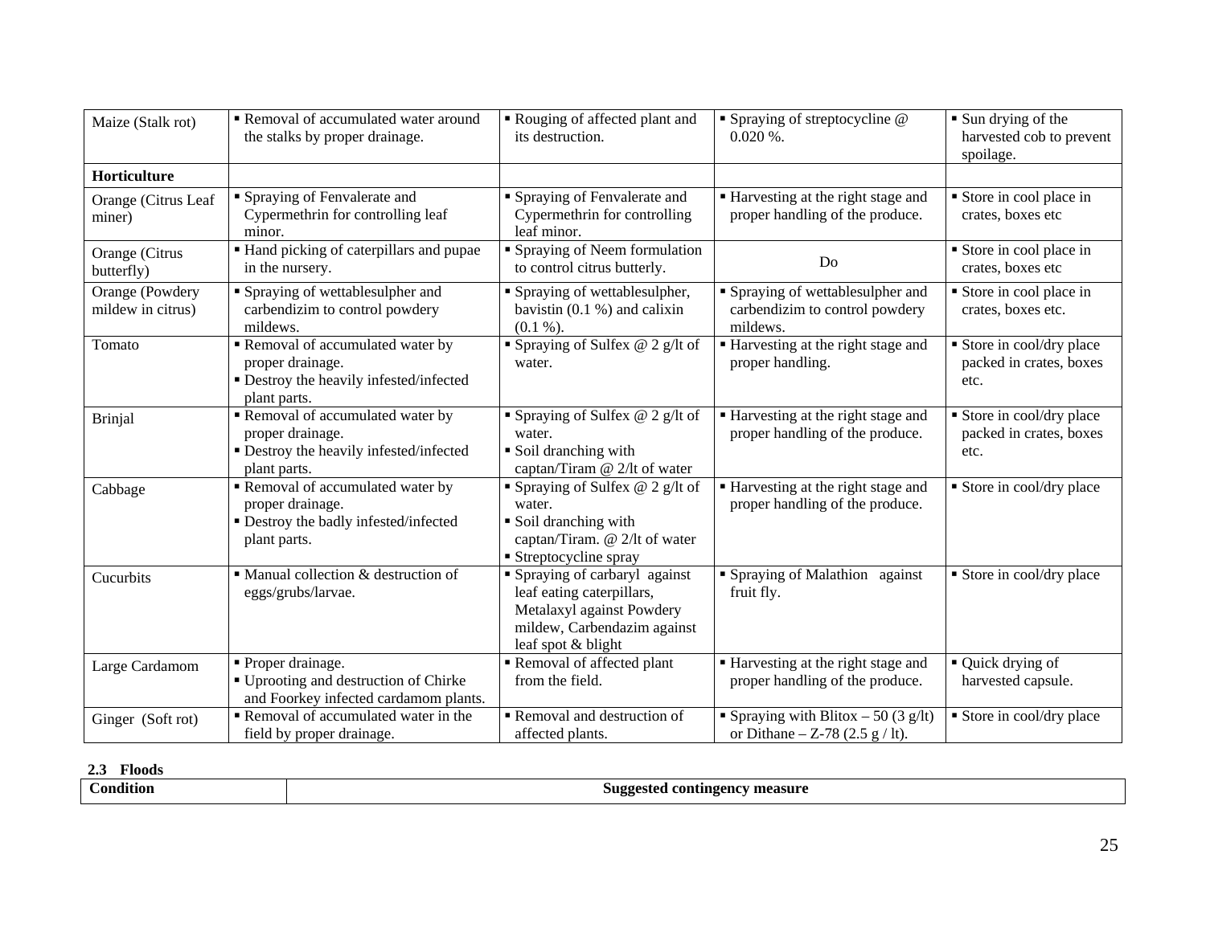| Maize (Stalk rot) | ▪ Removal of accumulated water around the stalks by proper drainage. | ▪ Rouging of affected plant and its destruction. | ▪ Spraying of streptocycline @ 0.020 %. | ▪ Sun drying of the harvested cob to prevent spoilage. |
|---|---|---|---|---|
| **Horticulture** | | | | |
| Orange (Citrus Leaf miner) | ▪ Spraying of Fenvalerate and Cypermethrin for controlling leaf minor. | ▪ Spraying of Fenvalerate and Cypermethrin for controlling leaf minor. | ▪ Harvesting at the right stage and proper handling of the produce. | ▪ Store in cool place in crates, boxes etc |
| Orange (Citrus butterfly) | ▪ Hand picking of caterpillars and pupae in the nursery. | ▪ Spraying of Neem formulation to control citrus butterly. | Do | ▪ Store in cool place in crates, boxes etc |
| Orange (Powdery mildew in citrus) | ▪ Spraying of wettablesulpher and carbendizim to control powdery mildews. | ▪ Spraying of wettablesulpher, bavistin (0.1 %) and calixin (0.1 %). | ▪ Spraying of wettablesulpher and carbendizim to control powdery mildews. | ▪ Store in cool place in crates, boxes etc. |
| Tomato | ▪ Removal of accumulated water by proper drainage.<br>▪ Destroy the heavily infested/infected plant parts. | ▪ Spraying of Sulfex @ 2 g/lt of water. | ▪ Harvesting at the right stage and proper handling. | ▪ Store in cool/dry place packed in crates, boxes etc. |
| Brinjal | ▪ Removal of accumulated water by proper drainage.<br>▪ Destroy the heavily infested/infected plant parts. | ▪ Spraying of Sulfex @ 2 g/lt of water.<br>▪ Soil dranching with captan/Tiram @ 2/lt of water | ▪ Harvesting at the right stage and proper handling of the produce. | ▪ Store in cool/dry place packed in crates, boxes etc. |
| Cabbage | ▪ Removal of accumulated water by proper drainage.<br>▪ Destroy the badly infested/infected plant parts. | ▪ Spraying of Sulfex @ 2 g/lt of water.<br>▪ Soil dranching with captan/Tiram. @ 2/lt of water<br>▪ Streptocycline spray | ▪ Harvesting at the right stage and proper handling of the produce. | ▪ Store in cool/dry place |
| Cucurbits | ▪ Manual collection & destruction of eggs/grubs/larvae. | ▪ Spraying of carbaryl against leaf eating caterpillars, Metalaxyl against Powdery mildew, Carbendazim against leaf spot & blight | ▪ Spraying of Malathion against fruit fly. | ▪ Store in cool/dry place |
| Large Cardamom | ▪ Proper drainage.<br>▪ Uprooting and destruction of Chirke and Foorkey infected cardamom plants. | ▪ Removal of affected plant from the field. | ▪ Harvesting at the right stage and proper handling of the produce. | ▪ Quick drying of harvested capsule. |
| Ginger (Soft rot) | ▪ Removal of accumulated water in the field by proper drainage. | ▪ Removal and destruction of affected plants. | ▪ Spraying with Blitox – 50 (3 g/lt) or Dithane – Z-78 (2.5 g / lt). | ▪ Store in cool/dry place |

**2.3 Floods**

| Condition | Suggested contingency measure |
|---|---|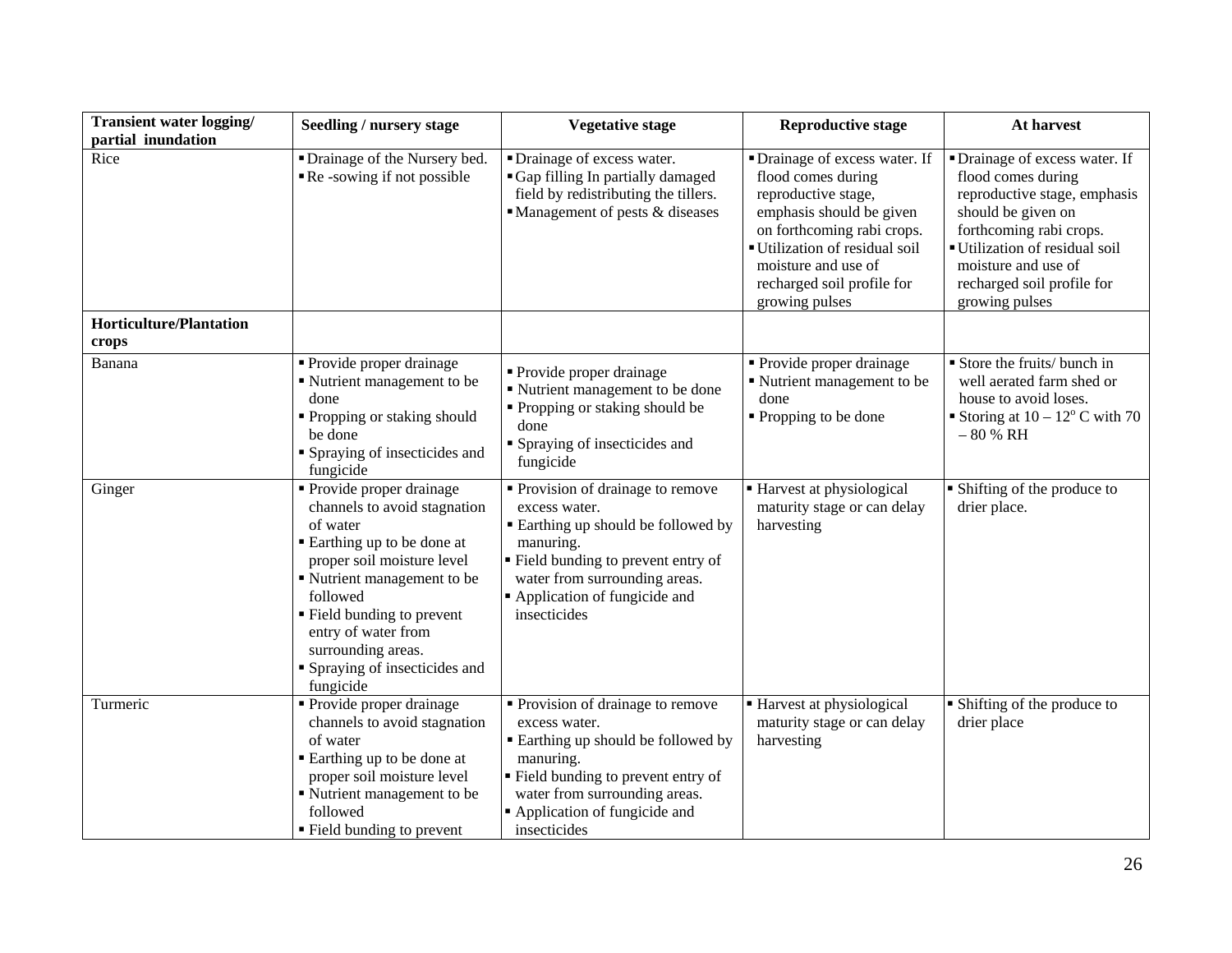| **Transient water logging/ partial inundation** | **Seedling / nursery stage** | **Vegetative stage** | **Reproductive stage** | **At harvest** |
|---|---|---|---|---|
| Rice | ▪ Drainage of the Nursery bed.<br>▪ Re -sowing if not possible | ▪ Drainage of excess water.<br>▪ Gap filling In partially damaged field by redistributing the tillers.<br>▪ Management of pests & diseases | ▪ Drainage of excess water. If flood comes during reproductive stage, emphasis should be given on forthcoming rabi crops.<br>▪ Utilization of residual soil moisture and use of recharged soil profile for growing pulses | ▪ Drainage of excess water. If flood comes during reproductive stage, emphasis should be given on forthcoming rabi crops.<br>▪ Utilization of residual soil moisture and use of recharged soil profile for growing pulses |
| **Horticulture/Plantation crops** | | | | |
| Banana | ▪ Provide proper drainage<br>▪ Nutrient management to be done<br>▪ Propping or staking should be done<br>▪ Spraying of insecticides and fungicide | ▪ Provide proper drainage<br>▪ Nutrient management to be done<br>▪ Propping or staking should be done<br>▪ Spraying of insecticides and fungicide | ▪ Provide proper drainage<br>▪ Nutrient management to be done<br>▪ Propping to be done | ▪ Store the fruits/ bunch in well aerated farm shed or house to avoid loses.<br>▪ Storing at 10 – 12$^{o}$ C with 70 – 80 % RH |
| Ginger | ▪ Provide proper drainage channels to avoid stagnation of water<br>▪ Earthing up to be done at proper soil moisture level<br>▪ Nutrient management to be followed<br>▪ Field bunding to prevent entry of water from surrounding areas.<br>▪ Spraying of insecticides and fungicide | ▪ Provide of drainage to remove excess water.<br>▪ Earthing up should be followed by manuring.<br>▪ Field bunding to prevent entry of water from surrounding areas.<br>▪ Application of fungicide and insecticides | ▪ Harvest at physiological maturity stage or can delay harvesting | ▪ Shifting of the produce to drier place. |
| Turmeric | ▪ Provide proper drainage channels to avoid stagnation of water<br>▪ Earthing up to be done at proper soil moisture level<br>▪ Nutrient management to be followed<br>▪ Field bunding to prevent | ▪ Provision of drainage to remove excess water.<br>▪ Earthing up should be followed by manuring.<br>▪ Field bunding to prevent entry of water from surrounding areas.<br>▪ Application of fungicide and insecticides | ▪ Harvest at physiological maturity stage or can delay harvesting | ▪ Shifting of the produce to drier place |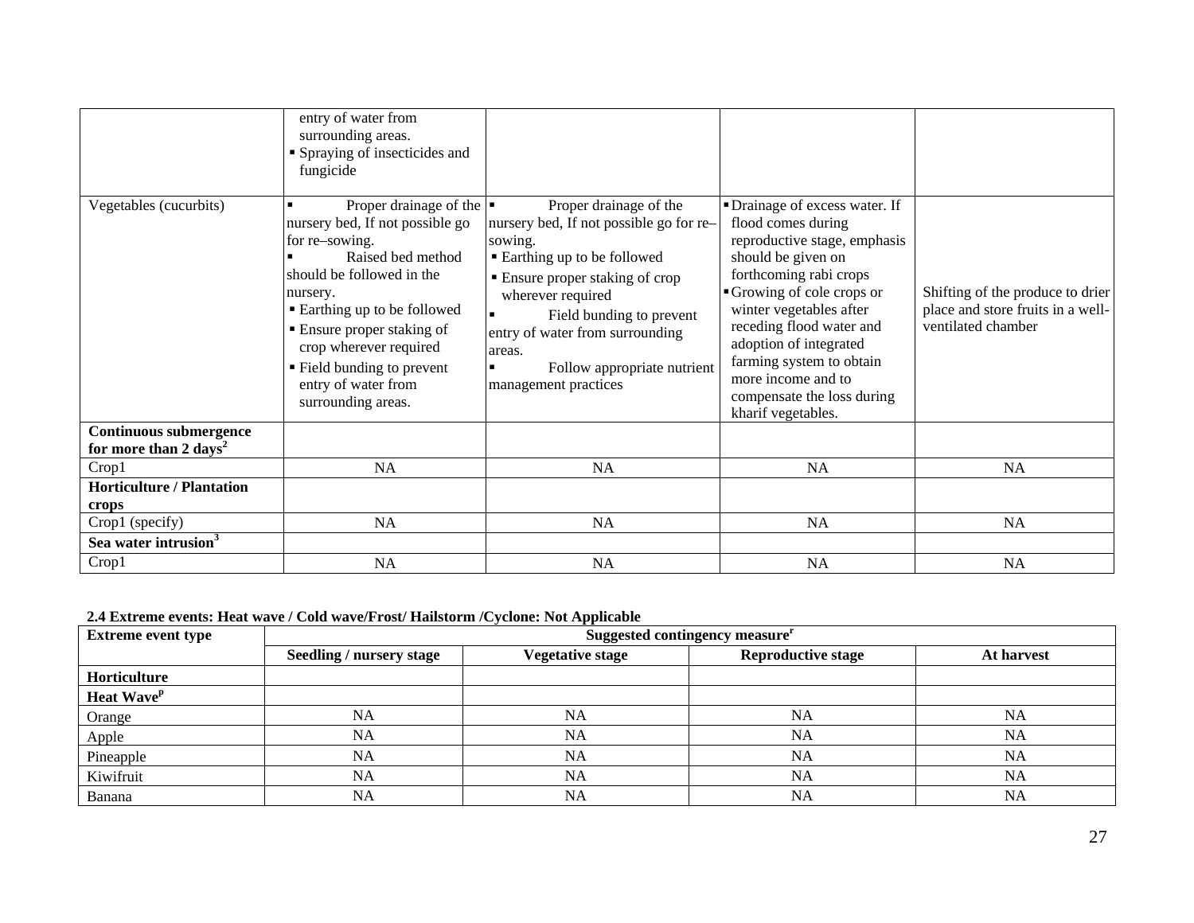|  |  |  |  |  |
|---|---|---|---|---|
|  | entry of water from surrounding areas.<br>▪ Spraying of insecticides and fungicide |  |  |  |
| Vegetables (cucurbits) | ▪ Proper drainage of the nursery bed, If not possible go for re–sowing.<br>▪ Raised bed method should be followed in the nursery.<br>▪ Earthing up to be followed<br>▪ Ensure proper staking of crop wherever required<br>▪ Field bunding to prevent entry of water from surrounding areas. | ▪ Proper drainage of the nursery bed, If not possible go for re–sowing.<br>▪ Earthing up to be followed<br>▪ Ensure proper staking of crop wherever required<br>▪ Field bunding to prevent entry of water from surrounding areas.<br>▪ Follow appropriate nutrient management practices | ▪ Drainage of excess water. If flood comes during reproductive stage, emphasis should be given on forthcoming rabi crops<br>▪ Growing of cole crops or winter vegetables after receding flood water and adoption of integrated farming system to obtain more income and to compensate the loss during kharif vegetables. | Shifting of the produce to drier place and store fruits in a well-ventilated chamber |
| **Continuous submergence for more than 2 days[2]** |  |  |  |  |
| Crop1 | NA | NA | NA | NA |
| **Horticulture / Plantation crops** |  |  |  |  |
| Crop1 (specify) | NA | NA | NA | NA |
| **Sea water intrusion[3]** |  |  |  |  |
| Crop1 | NA | NA | NA | NA |

**2.4 Extreme events: Heat wave / Cold wave/Frost/ Hailstorm /Cyclone: Not Applicable**

| Extreme event type | Suggested contingency measure[r] | | | |
|---|---|---|---|---|
|  | **Seedling / nursery stage** | **Vegetative stage** | **Reproductive stage** | **At harvest** |
| **Horticulture** |  |  |  |  |
| **Heat Wave[p]** |  |  |  |  |
| Orange | NA | NA | NA | NA |
| Apple | NA | NA | NA | NA |
| Pineapple | NA | NA | NA | NA |
| Kiwifruit | NA | NA | NA | NA |
| Banana | NA | NA | NA | NA |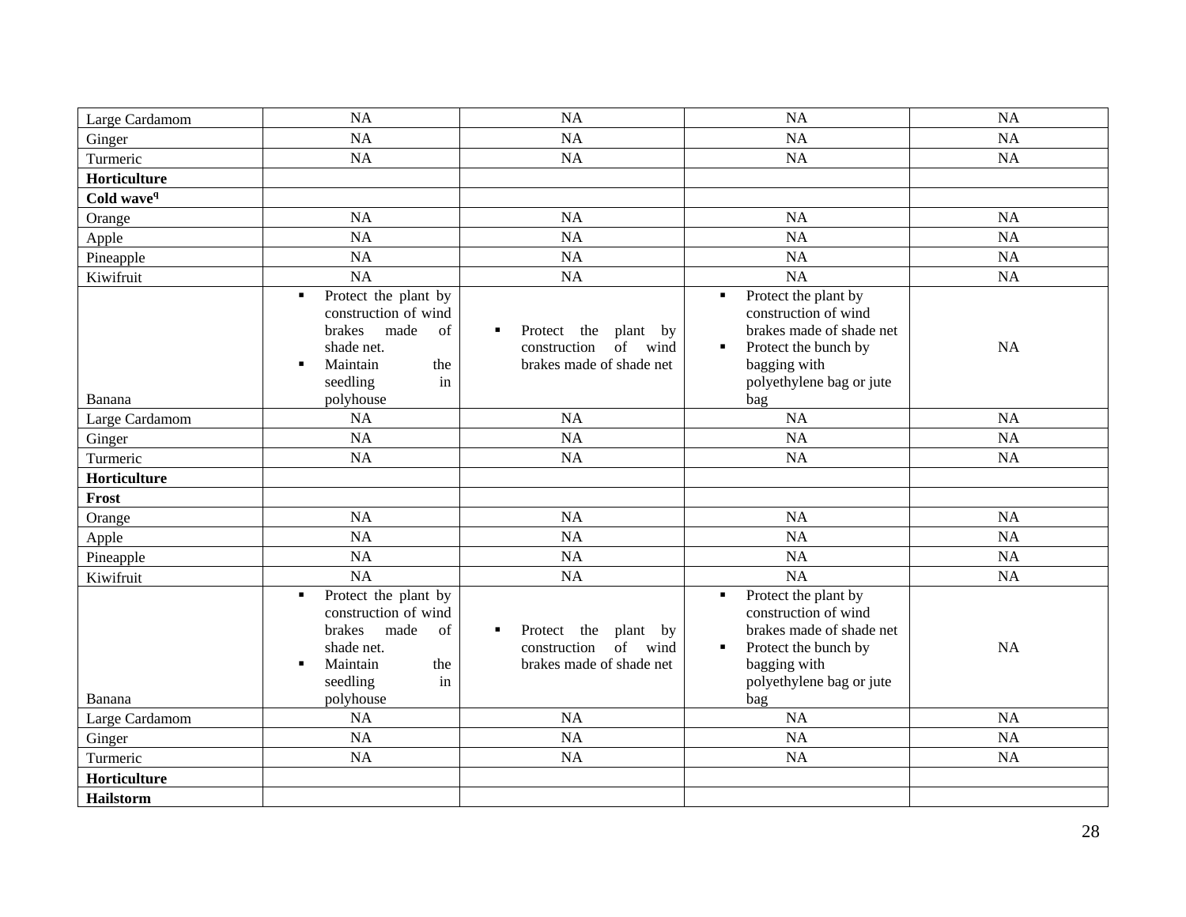| | | | | |
|---|---|---|---|---|
| Large Cardamom | NA | NA | NA | NA |
| Ginger | NA | NA | NA | NA |
| Turmeric | NA | NA | NA | NA |
| **Horticulture** | | | | |
| **Cold wave**[q] | | | | |
| Orange | NA | NA | NA | NA |
| Apple | NA | NA | NA | NA |
| Pineapple | NA | NA | NA | NA |
| Kiwifruit | NA | NA | NA | NA |
| Banana | ▪ Protect the plant by construction of wind brakes made of shade net.<br>▪ Maintain the seedling in polyhouse | ▪ Protect the plant by construction of wind brakes made of shade net | ▪ Protect the plant by construction of wind brakes made of shade net<br>▪ Protect the bunch by bagging with polyethylene bag or jute bag | NA |
| Large Cardamom | NA | NA | NA | NA |
| Ginger | NA | NA | NA | NA |
| Turmeric | NA | NA | NA | NA |
| **Horticulture** | | | | |
| **Frost** | | | | |
| Orange | NA | NA | NA | NA |
| Apple | NA | NA | NA | NA |
| Pineapple | NA | NA | NA | NA |
| Kiwifruit | NA | NA | NA | NA |
| Banana | ▪ Protect the plant by construction of wind brakes made of shade net.<br>▪ Maintain the seedling in polyhouse | ▪ Protect the plant by construction of wind brakes made of shade net | ▪ Protect the plant by construction of wind brakes made of shade net<br>▪ Protect the bunch by bagging with polyethylene bag or jute bag | NA |
| Large Cardamom | NA | NA | NA | NA |
| Ginger | NA | NA | NA | NA |
| Turmeric | NA | NA | NA | NA |
| **Horticulture** | | | | |
| **Hailstorm** | | | | |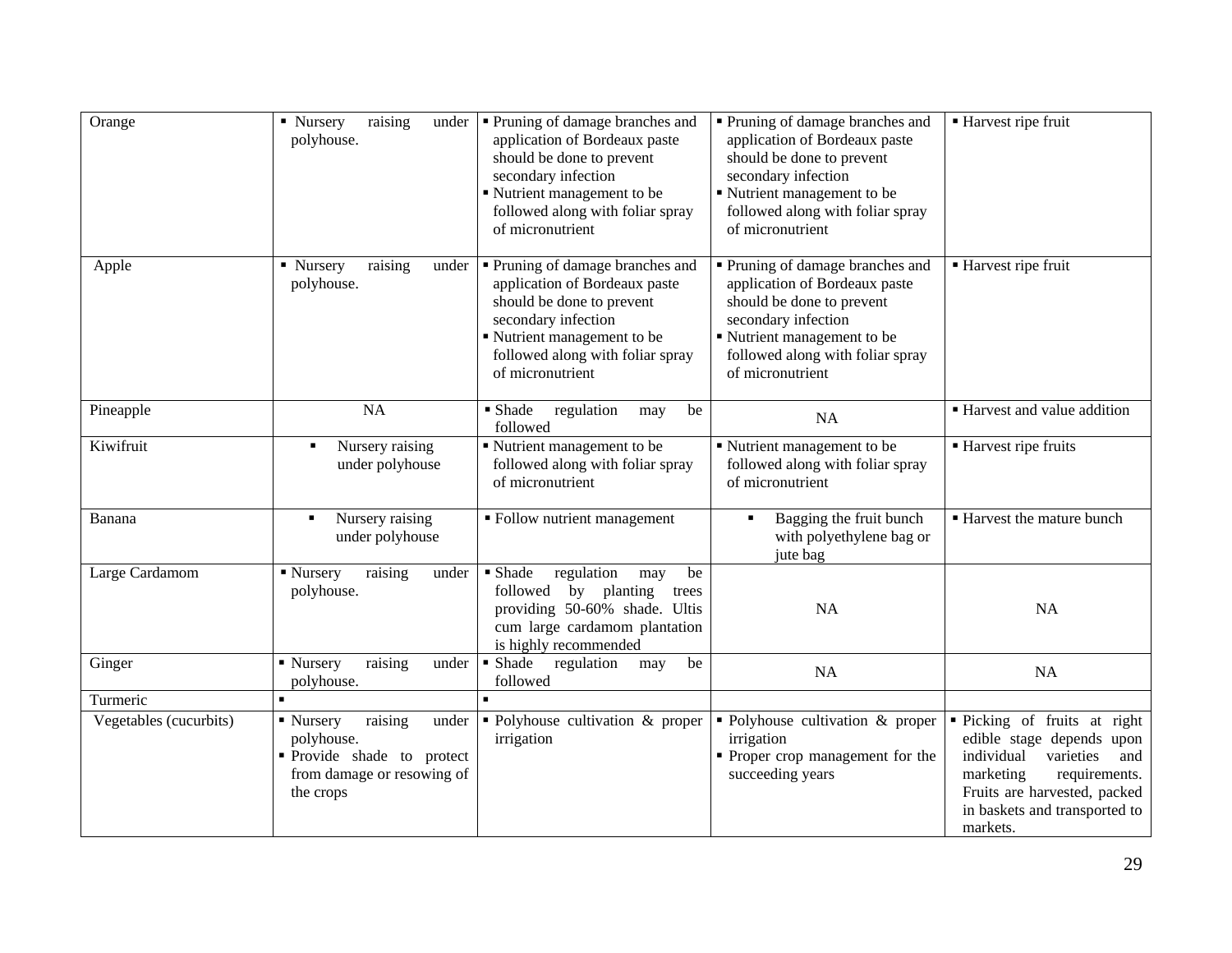| | | | | |
|---|---|---|---|---|
| Orange | ▪ Nursery raising under polyhouse. | ▪ Pruning of damage branches and application of Bordeaux paste should be done to prevent secondary infection<br>▪ Nutrient management to be followed along with foliar spray of micronutrient | ▪ Pruning of damage branches and application of Bordeaux paste should be done to prevent secondary infection<br>▪ Nutrient management to be followed along with foliar spray of micronutrient | ▪ Harvest ripe fruit |
| Apple | ▪ Nursery raising under polyhouse. | ▪ Pruning of damage branches and application of Bordeaux paste should be done to prevent secondary infection<br>▪ Nutrient management to be followed along with foliar spray of micronutrient | ▪ Pruning of damage branches and application of Bordeaux paste should be done to prevent secondary infection<br>▪ Nutrient management to be followed along with foliar spray of micronutrient | ▪ Harvest ripe fruit |
| Pineapple | NA | ▪ Shade regulation may be followed | NA | ▪ Harvest and value addition |
| Kiwifruit | ▪ Nursery raising under polyhouse | ▪ Nutrient management to be followed along with foliar spray of micronutrient | ▪ Nutrient management to be followed along with foliar spray of micronutrient | ▪ Harvest ripe fruits |
| Banana | ▪ Nursery raising under polyhouse | ▪ Follow nutrient management | ▪ Bagging the fruit bunch with polyethylene bag or jute bag | ▪ Harvest the mature bunch |
| Large Cardamom | ▪ Nursery raising under polyhouse. | ▪ Shade regulation may be followed by planting trees providing 50-60% shade. Ultis cum large cardamom plantation is highly recommended | NA | NA |
| Ginger | ▪ Nursery raising under polyhouse. | ▪ Shade regulation may be followed | NA | NA |
| Turmeric | ▪ | ▪ | | |
| Vegetables (cucurbits) | ▪ Nursery raising under polyhouse.<br>▪ Provide shade to protect from damage or resowing of the crops | ▪ Polyhouse cultivation & proper irrigation | ▪ Polyhouse cultivation & proper irrigation<br>▪ Proper crop management for the succeeding years | ▪ Picking of fruits at right edible stage depends upon individual varieties and marketing requirements. Fruits are harvested, packed in baskets and transported to markets. |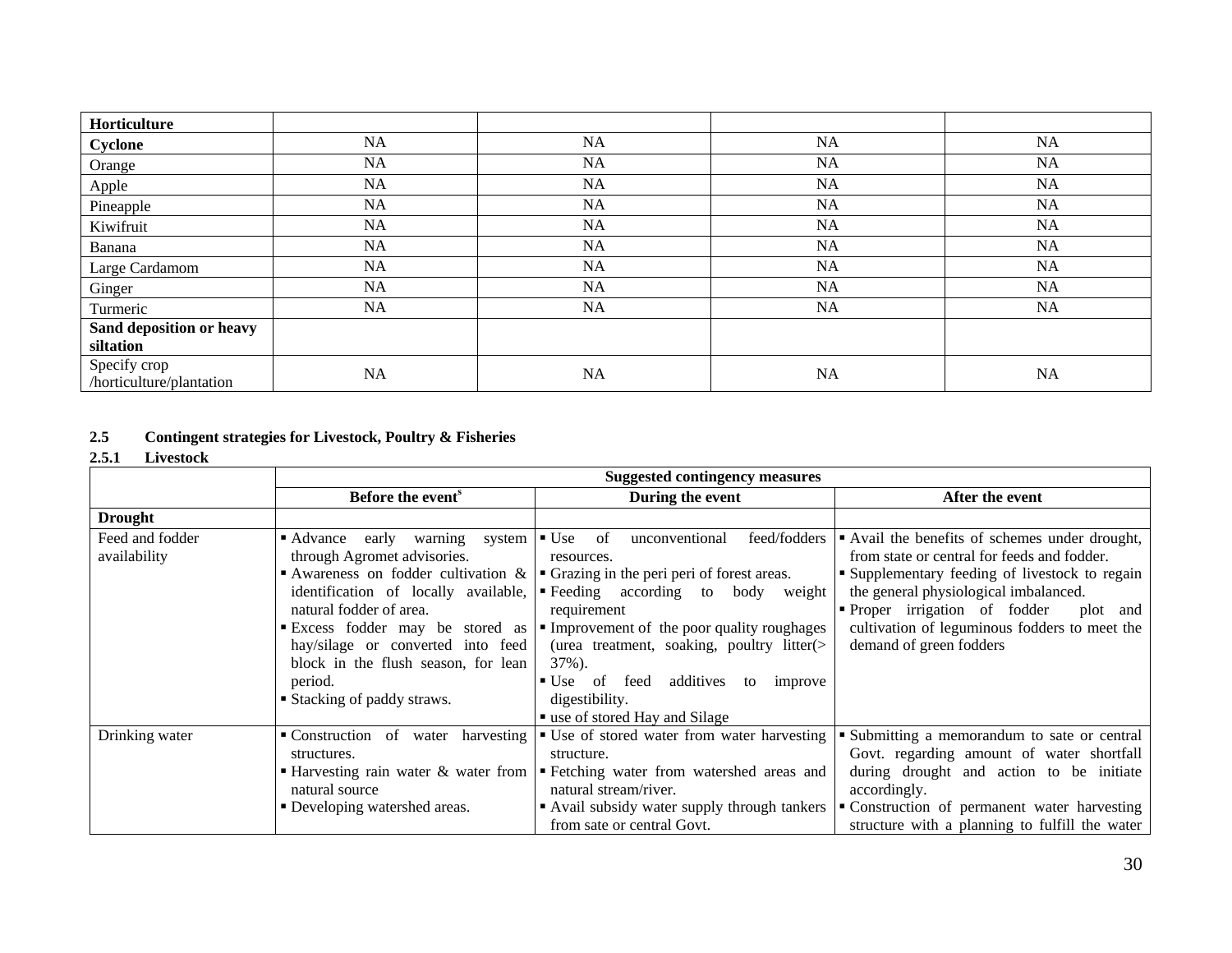| Horticulture | | | | |
|---|---|---|---|---|
| **Cyclone** | NA | NA | NA | NA |
| Orange | NA | NA | NA | NA |
| Apple | NA | NA | NA | NA |
| Pineapple | NA | NA | NA | NA |
| Kiwifruit | NA | NA | NA | NA |
| Banana | NA | NA | NA | NA |
| Large Cardamom | NA | NA | NA | NA |
| Ginger | NA | NA | NA | NA |
| Turmeric | NA | NA | NA | NA |
| **Sand deposition or heavy siltation** | | | | |
| Specify crop /horticulture/plantation | NA | NA | NA | NA |

**2.5 Contingent strategies for Livestock, Poultry & Fisheries**

**2.5.1 Livestock**

| | Suggested contingency measures | | |
|---|---|---|---|
| | **Before the event$^{s}$** | **During the event** | **After the event** |
| **Drought** | | | |
| Feed and fodder availability | ▪ Advance early warning system through Agromet advisories.<br>▪ Awareness on fodder cultivation & identification of locally available, natural fodder of area.<br>▪ Excess fodder may be stored as hay/silage or converted into feed block in the flush season, for lean period.<br>▪ Stacking of paddy straws. | ▪ Use of unconventional feed/fodders resources.<br>▪ Grazing in the peri peri of forest areas.<br>▪ Feeding according to body weight requirement<br>▪ Improvement of the poor quality roughages (urea treatment, soaking, poultry litter(> 37%).<br>▪ Use of feed additives to improve digestibility.<br>▪ use of stored Hay and Silage | ▪ Avail the benefits of schemes under drought, from state or central for feeds and fodder.<br>▪ Supplementary feeding of livestock to regain the general physiological imbalanced.<br>▪ Proper irrigation of fodder plot and cultivation of leguminous fodders to meet the demand of green fodders |
| Drinking water | ▪ Construction of water harvesting structures.<br>▪ Harvesting rain water & water from natural source<br>▪ Developing watershed areas. | ▪ Use of stored water from water harvesting structure.<br>▪ Fetching water from watershed areas and natural stream/river.<br>▪ Avail subsidy water supply through tankers from sate or central Govt. | ▪ Submitting a memorandum to sate or central Govt. regarding amount of water shortfall during drought and action to be initiate accordingly.<br>▪ Construction of permanent water harvesting structure with a planning to fulfill the water |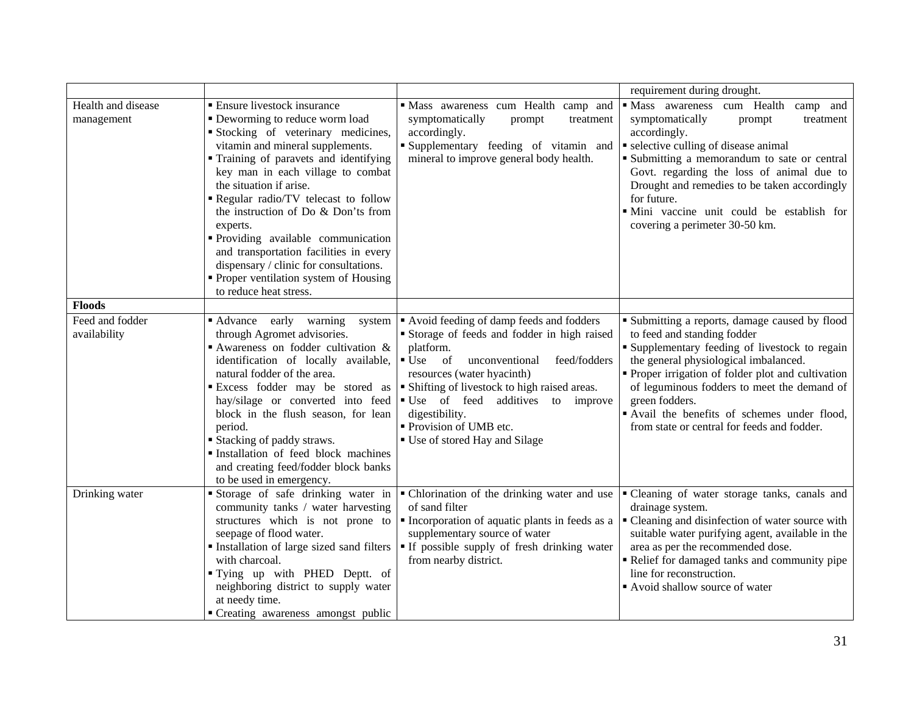| | | | |
|---|---|---|---|
| | | | requirement during drought. |
| Health and disease management | ▪ Ensure livestock insurance<br>▪ Deworming to reduce worm load<br>▪ Stocking of veterinary medicines, vitamin and mineral supplements.<br>▪ Training of paravets and identifying key man in each village to combat the situation if arise.<br>▪ Regular radio/TV telecast to follow the instruction of Do & Don'ts from experts.<br>▪ Providing available communication and transportation facilities in every dispensary / clinic for consultations.<br>▪ Proper ventilation system of Housing to reduce heat stress. | ▪ Mass awareness cum Health camp and symptomatically prompt treatment accordingly.<br>▪ Supplementary feeding of vitamin and mineral to improve general body health. | ▪ Mass awareness cum Health camp and symptomatically prompt treatment accordingly.<br>▪ selective culling of disease animal<br>▪ Submitting a memorandum to sate or central Govt. regarding the loss of animal due to Drought and remedies to be taken accordingly for future.<br>▪ Mini vaccine unit could be establish for covering a perimeter 30-50 km. |
| **Floods** | | | |
| Feed and fodder availability | ▪ Advance early warning system through Agromet advisories.<br>▪ Awareness on fodder cultivation & identification of locally available, natural fodder of the area.<br>▪ Excess fodder may be stored as hay/silage or converted into feed block in the flush season, for lean period.<br>▪ Stacking of paddy straws.<br>▪ Installation of feed block machines and creating feed/fodder block banks to be used in emergency. | ▪ Avoid feeding of damp feeds and fodders<br>▪ Storage of feeds and fodder in high raised platform.<br>▪ Use of unconventional feed/fodders resources (water hyacinth)<br>▪ Shifting of livestock to high raised areas.<br>▪ Use of feed additives to improve digestibility.<br>▪ Provision of UMB etc.<br>▪ Use of stored Hay and Silage | ▪ Submitting a reports, damage caused by flood to feed and standing fodder<br>▪ Supplementary feeding of livestock to regain the general physiological imbalanced.<br>▪ Proper irrigation of folder plot and cultivation of leguminous fodders to meet the demand of green fodders.<br>▪ Avail the benefits of schemes under flood, from state or central for feeds and fodder. |
| Drinking water | ▪ Storage of safe drinking water in community tanks / water harvesting structures which is not prone to seepage of flood water.<br>▪ Installation of large sized sand filters with charcoal.<br>▪ Tying up with PHED Deptt. of neighboring district to supply water at needy time.<br>▪ Creating awareness amongst public | ▪ Chlorination of the drinking water and use of sand filter<br>▪ Incorporation of aquatic plants in feeds as a supplementary source of water<br>▪ If possible supply of fresh drinking water from nearby district. | ▪ Cleaning of water storage tanks, canals and drainage system.<br>▪ Cleaning and disinfection of water source with suitable water purifying agent, available in the area as per the recommended dose.<br>▪ Relief for damaged tanks and community pipe line for reconstruction.<br>▪ Avoid shallow source of water |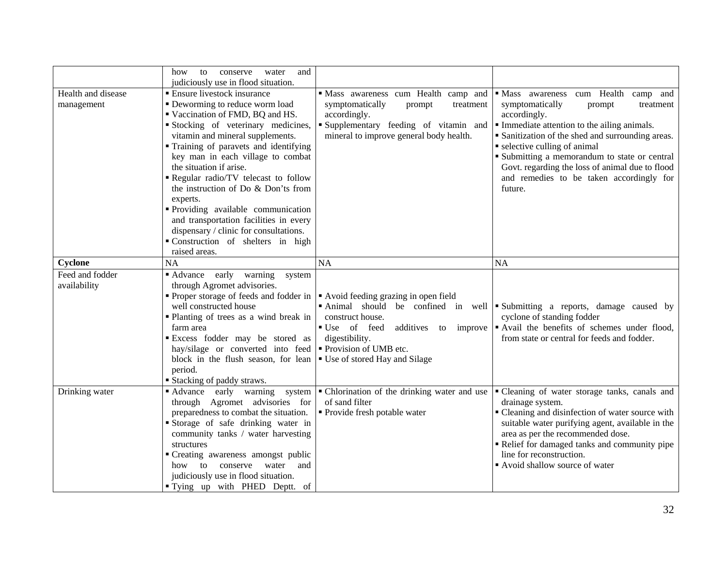|  |  |  |  |
|---|---|---|---|
|  | how to conserve water and judiciously use in flood situation. |  |  |
| Health and disease management | ▪ Ensure livestock insurance<br>▪ Deworming to reduce worm load<br>▪ Vaccination of FMD, BQ and HS.<br>▪ Stocking of veterinary medicines, vitamin and mineral supplements.<br>▪ Training of paravets and identifying key man in each village to combat the situation if arise.<br>▪ Regular radio/TV telecast to follow the instruction of Do & Don'ts from experts.<br>▪ Providing available communication and transportation facilities in every dispensary / clinic for consultations.<br>▪ Construction of shelters in high raised areas. | ▪ Mass awareness cum Health camp and symptomatically prompt treatment accordingly.<br>▪ Supplementary feeding of vitamin and mineral to improve general body health. | ▪ Mass awareness cum Health camp and symptomatically prompt treatment accordingly.<br>▪ Immediate attention to the ailing animals.<br>▪ Sanitization of the shed and surrounding areas.<br>▪ selective culling of animal<br>▪ Submitting a memorandum to state or central Govt. regarding the loss of animal due to flood and remedies to be taken accordingly for future. |
| **Cyclone** | NA | NA | NA |
| Feed and fodder availability | ▪ Advance early warning system through Agromet advisories.<br>▪ Proper storage of feeds and fodder in well constructed house<br>▪ Planting of trees as a wind break in farm area<br>▪ Excess fodder may be stored as hay/silage or converted into feed block in the flush season, for lean period.<br>▪ Stacking of paddy straws. | ▪ Avoid feeding grazing in open field<br>▪ Animal should be confined in well construct house.<br>▪ Use of feed additives to improve digestibility.<br>▪ Provision of UMB etc.<br>▪ Use of stored Hay and Silage | ▪ Submitting a reports, damage caused by cyclone of standing fodder<br>▪ Avail the benefits of schemes under flood, from state or central for feeds and fodder. |
| Drinking water | ▪ Advance early warning system through Agromet advisories for preparedness to combat the situation.<br>▪ Storage of safe drinking water in community tanks / water harvesting structures<br>▪ Creating awareness amongst public how to conserve water and judiciously use in flood situation.<br>▪ Tying up with PHED Deptt. of | ▪ Chlorination of the drinking water and use of sand filter<br>▪ Provide fresh potable water | ▪ Cleaning of water storage tanks, canals and drainage system.<br>▪ Cleaning and disinfection of water source with suitable water purifying agent, available in the area as per the recommended dose.<br>▪ Relief for damaged tanks and community pipe line for reconstruction.<br>▪ Avoid shallow source of water |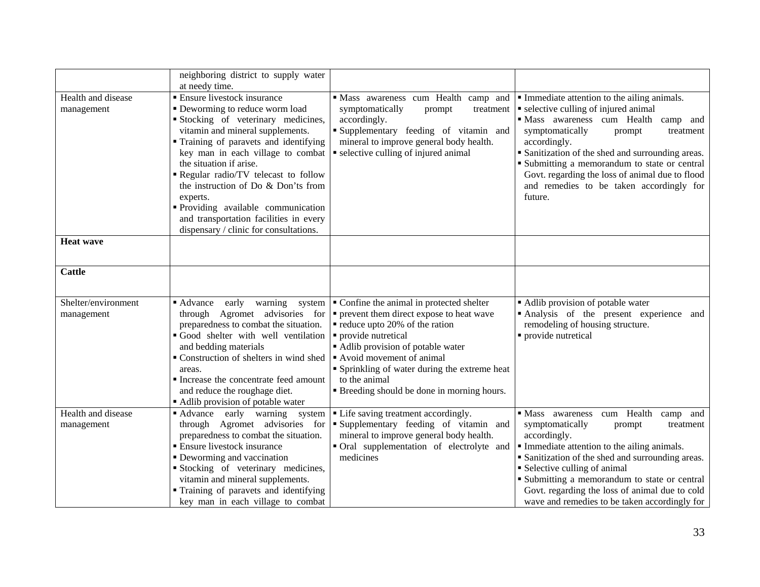| | | | |
|---|---|---|---|
| | neighboring district to supply water at needy time. | | |
| Health and disease management | ▪ Ensure livestock insurance<br>▪ Deworming to reduce worm load<br>▪ Stocking of veterinary medicines, vitamin and mineral supplements.<br>▪ Training of paravets and identifying key man in each village to combat the situation if arise.<br>▪ Regular radio/TV telecast to follow the instruction of Do & Don'ts from experts.<br>▪ Providing available communication and transportation facilities in every dispensary / clinic for consultations. | ▪ Mass awareness cum Health camp and symptomatically prompt treatment accordingly.<br>▪ Supplementary feeding of vitamin and mineral to improve general body health.<br>▪ selective culling of injured animal | ▪ Immediate attention to the ailing animals.<br>▪ selective culling of injured animal<br>▪ Mass awareness cum Health camp and symptomatically prompt treatment accordingly.<br>▪ Sanitization of the shed and surrounding areas.<br>▪ Submitting a memorandum to state or central Govt. regarding the loss of animal due to flood and remedies to be taken accordingly for future. |
| **Heat wave** | | | |
| **Cattle** | | | |
| Shelter/environment management | ▪ Advance early warning system through Agromet advisories for preparedness to combat the situation.<br>▪ Good shelter with well ventilation and bedding materials<br>▪ Construction of shelters in wind shed areas.<br>▪ Increase the concentrate feed amount and reduce the roughage diet.<br>▪ Adlib provision of potable water | ▪ Confine the animal in protected shelter<br>▪ prevent them direct expose to heat wave<br>▪ reduce upto 20% of the ration<br>▪ provide nutretical<br>▪ Adlib provision of potable water<br>▪ Avoid movement of animal<br>▪ Sprinkling of water during the extreme heat to the animal<br>▪ Breeding should be done in morning hours. | ▪ Adlib provision of potable water<br>▪ Analysis of the present experience and remodeling of housing structure.<br>▪ provide nutretical |
| Health and disease management | ▪ Advance early warning system through Agromet advisories for preparedness to combat the situation.<br>▪ Ensure livestock insurance<br>▪ Deworming and vaccination<br>▪ Stocking of veterinary medicines, vitamin and mineral supplements.<br>▪ Training of paravets and identifying key man in each village to combat | ▪ Life saving treatment accordingly.<br>▪ Supplementary feeding of vitamin and mineral to improve general body health.<br>▪ Oral supplementation of electrolyte and medicines | ▪ Mass awareness cum Health camp and symptomatically prompt treatment accordingly.<br>▪ Immediate attention to the ailing animals.<br>▪ Sanitization of the shed and surrounding areas.<br>▪ Selective culling of animal<br>▪ Submitting a memorandum to state or central Govt. regarding the loss of animal due to cold wave and remedies to be taken accordingly for |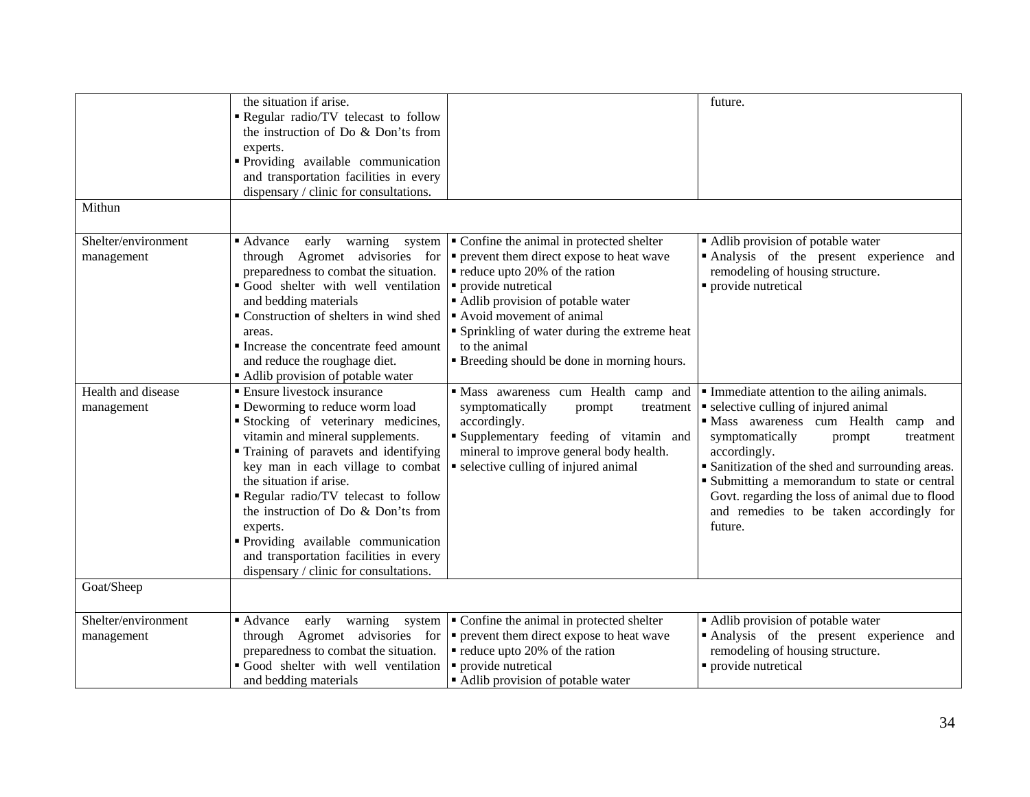| | | | |
|---|---|---|---|
| | the situation if arise.<br>▪ Regular radio/TV telecast to follow the instruction of Do & Don'ts from experts.<br>▪ Providing available communication and transportation facilities in every dispensary / clinic for consultations. | | future. |
| Mithun | | | |
| Shelter/environment management | ▪ Advance early warning system through Agromet advisories for preparedness to combat the situation.<br>▪ Good shelter with well ventilation and bedding materials<br>▪ Construction of shelters in wind shed areas.<br>▪ Increase the concentrate feed amount and reduce the roughage diet.<br>▪ Adlib provision of potable water | ▪ Confine the animal in protected shelter<br>▪ prevent them direct expose to heat wave<br>▪ reduce upto 20% of the ration<br>▪ provide nutretical<br>▪ Adlib provision of potable water<br>▪ Avoid movement of animal<br>▪ Sprinkling of water during the extreme heat to the animal<br>▪ Breeding should be done in morning hours. | ▪ Adlib provision of potable water<br>▪ Analysis of the present experience and remodeling of housing structure.<br>▪ provide nutretical |
| Health and disease management | ▪ Ensure livestock insurance<br>▪ Deworming to reduce worm load<br>▪ Stocking of veterinary medicines, vitamin and mineral supplements.<br>▪ Training of paravets and identifying key man in each village to combat the situation if arise.<br>▪ Regular radio/TV telecast to follow the instruction of Do & Don'ts from experts.<br>▪ Providing available communication and transportation facilities in every dispensary / clinic for consultations. | ▪ Mass awareness cum Health camp and symptomatically prompt treatment accordingly.<br>▪ Supplementary feeding of vitamin and mineral to improve general body health.<br>▪ selective culling of injured animal | ▪ Immediate attention to the ailing animals.<br>▪ selective culling of injured animal<br>▪ Mass awareness cum Health camp and symptomatically prompt treatment accordingly.<br>▪ Sanitization of the shed and surrounding areas.<br>▪ Submitting a memorandum to state or central Govt. regarding the loss of animal due to flood and remedies to be taken accordingly for future. |
| Goat/Sheep | | | |
| Shelter/environment management | ▪ Advance early warning system through Agromet advisories for preparedness to combat the situation.<br>▪ Good shelter with well ventilation and bedding materials | ▪ Confine the animal in protected shelter<br>▪ prevent them direct expose to heat wave<br>▪ reduce upto 20% of the ration<br>▪ provide nutretical<br>▪ Adlib provision of potable water | ▪ Adlib provision of potable water<br>▪ Analysis of the present experience and remodeling of housing structure.<br>▪ provide nutretical |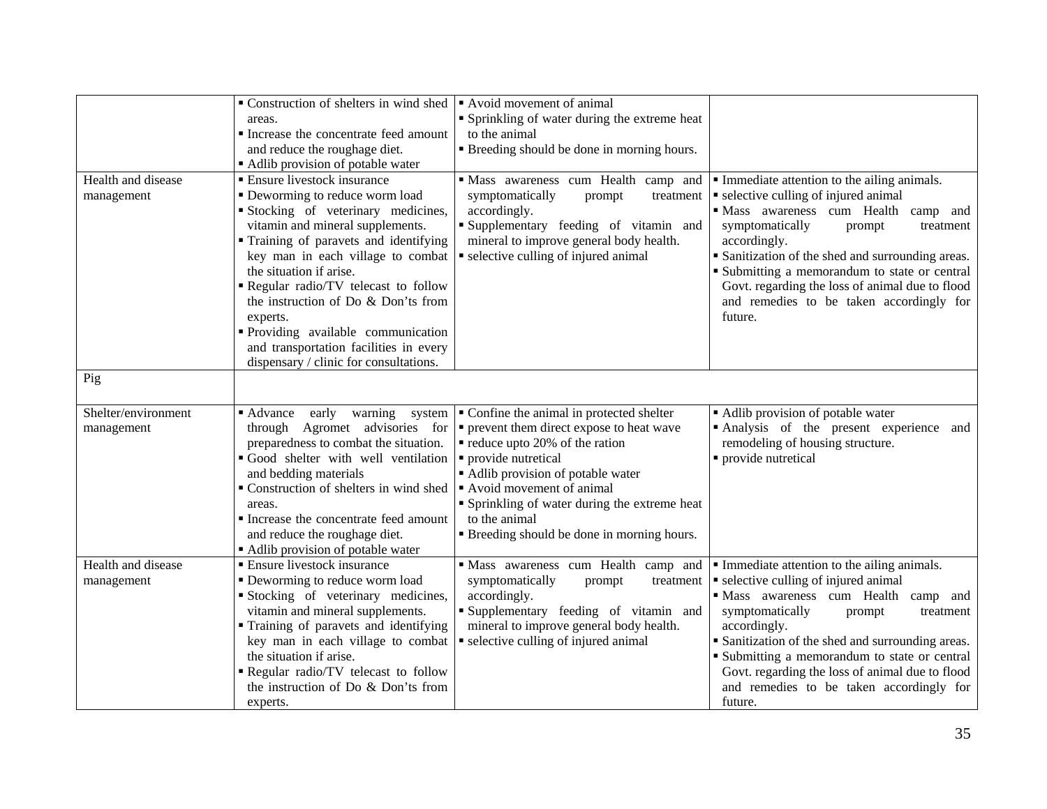| | | | |
|---|---|---|---|
| | ▪ Construction of shelters in wind shed areas.<br>▪ Increase the concentrate feed amount and reduce the roughage diet.<br>▪ Adlib provision of potable water | ▪ Avoid movement of animal<br>▪ Sprinkling of water during the extreme heat to the animal<br>▪ Breeding should be done in morning hours. | |
| Health and disease management | ▪ Ensure livestock insurance<br>▪ Deworming to reduce worm load<br>▪ Stocking of veterinary medicines, vitamin and mineral supplements.<br>▪ Training of paravets and identifying key man in each village to combat the situation if arise.<br>▪ Regular radio/TV telecast to follow the instruction of Do & Don'ts from experts.<br>▪ Providing available communication and transportation facilities in every dispensary / clinic for consultations. | ▪ Mass awareness cum Health camp and symptomatically prompt treatment accordingly.<br>▪ Supplementary feeding of vitamin and mineral to improve general body health.<br>▪ selective culling of injured animal | ▪ Immediate attention to the ailing animals.<br>▪ selective culling of injured animal<br>▪ Mass awareness cum Health camp and symptomatically prompt treatment accordingly.<br>▪ Sanitization of the shed and surrounding areas.<br>▪ Submitting a memorandum to state or central Govt. regarding the loss of animal due to flood and remedies to be taken accordingly for future. |
| Pig | | | |
| Shelter/environment management | ▪ Advance early warning system through Agromet advisories for preparedness to combat the situation.<br>▪ Good shelter with well ventilation and bedding materials<br>▪ Construction of shelters in wind shed areas.<br>▪ Increase the concentrate feed amount and reduce the roughage diet.<br>▪ Adlib provision of potable water | ▪ Confine the animal in protected shelter<br>▪ prevent them direct expose to heat wave<br>▪ reduce upto 20% of the ration<br>▪ provide nutretical<br>▪ Adlib provision of potable water<br>▪ Avoid movement of animal<br>▪ Sprinkling of water during the extreme heat to the animal<br>▪ Breeding should be done in morning hours. | ▪ Adlib provision of potable water<br>▪ Analysis of the present experience and remodeling of housing structure.<br>▪ provide nutretical |
| Health and disease management | ▪ Ensure livestock insurance<br>▪ Deworming to reduce worm load<br>▪ Stocking of veterinary medicines, vitamin and mineral supplements.<br>▪ Training of paravets and identifying key man in each village to combat the situation if arise.<br>▪ Regular radio/TV telecast to follow the instruction of Do & Don'ts from experts. | ▪ Mass awareness cum Health camp and symptomatically prompt treatment accordingly.<br>▪ Supplementary feeding of vitamin and mineral to improve general body health.<br>▪ selective culling of injured animal | ▪ Immediate attention to the ailing animals.<br>▪ selective culling of injured animal<br>▪ Mass awareness cum Health camp and symptomatically prompt treatment accordingly.<br>▪ Sanitization of the shed and surrounding areas.<br>▪ Submitting a memorandum to state or central Govt. regarding the loss of animal due to flood and remedies to be taken accordingly for future. |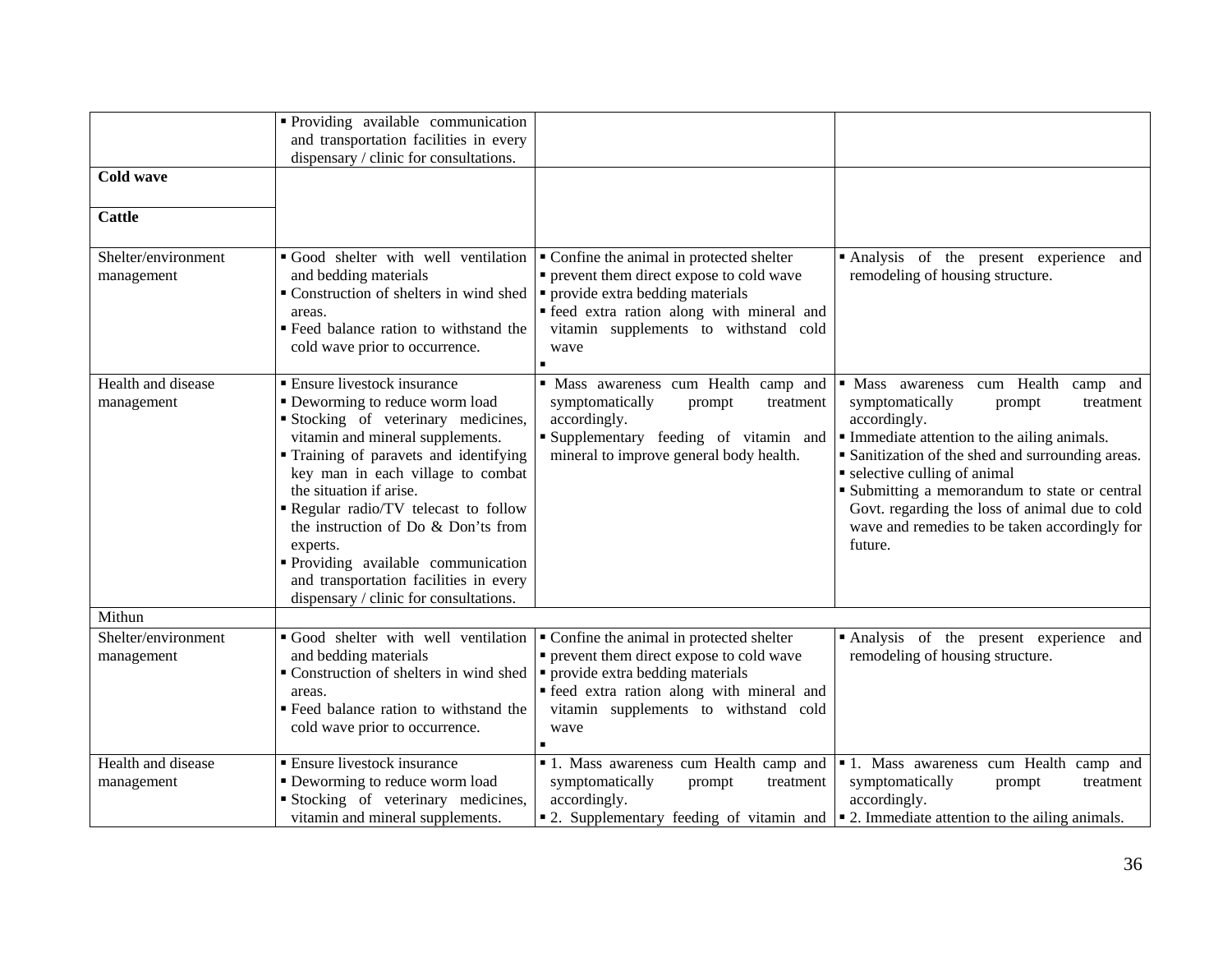| | | | |
|---|---|---|---|
| | ▪ Providing available communication and transportation facilities in every dispensary / clinic for consultations. | | |
| **Cold wave** | | | |
| **Cattle** | | | |
| Shelter/environment management | ▪ Good shelter with well ventilation and bedding materials<br>▪ Construction of shelters in wind shed areas.<br>▪ Feed balance ration to withstand the cold wave prior to occurrence. | ▪ Confine the animal in protected shelter<br>▪ prevent them direct expose to cold wave<br>▪ provide extra bedding materials<br>▪ feed extra ration along with mineral and vitamin supplements to withstand cold wave<br>▪ | ▪ Analysis of the present experience and remodeling of housing structure. |
| Health and disease management | ▪ Ensure livestock insurance<br>▪ Deworming to reduce worm load<br>▪ Stocking of veterinary medicines, vitamin and mineral supplements.<br>▪ Training of paravets and identifying key man in each village to combat the situation if arise.<br>▪ Regular radio/TV telecast to follow the instruction of Do & Don'ts from experts.<br>▪ Providing available communication and transportation facilities in every dispensary / clinic for consultations. | ▪ Mass awareness cum Health camp and symptomatically prompt treatment accordingly.<br>▪ Supplementary feeding of vitamin and mineral to improve general body health. | ▪ Mass awareness cum Health camp and symptomatically prompt treatment accordingly.<br>▪ Immediate attention to the ailing animals.<br>▪ Sanitization of the shed and surrounding areas.<br>▪ selective culling of animal<br>▪ Submitting a memorandum to state or central Govt. regarding the loss of animal due to cold wave and remedies to be taken accordingly for future. |
| Mithun | | | |
| Shelter/environment management | ▪ Good shelter with well ventilation and bedding materials<br>▪ Construction of shelters in wind shed areas.<br>▪ Feed balance ration to withstand the cold wave prior to occurrence. | ▪ Confine the animal in protected shelter<br>▪ prevent them direct expose to cold wave<br>▪ provide extra bedding materials<br>▪ feed extra ration along with mineral and vitamin supplements to withstand cold wave<br>▪ | ▪ Analysis of the present experience and remodeling of housing structure. |
| Health and disease management | ▪ Ensure livestock insurance<br>▪ Deworming to reduce worm load<br>▪ Stocking of veterinary medicines, vitamin and mineral supplements. | ▪ 1. Mass awareness cum Health camp and symptomatically prompt treatment accordingly.<br>▪ 2. Supplementary feeding of vitamin and | ▪ 1. Mass awareness cum Health camp and symptomatically prompt treatment accordingly.<br>▪ 2. Immediate attention to the ailing animals. |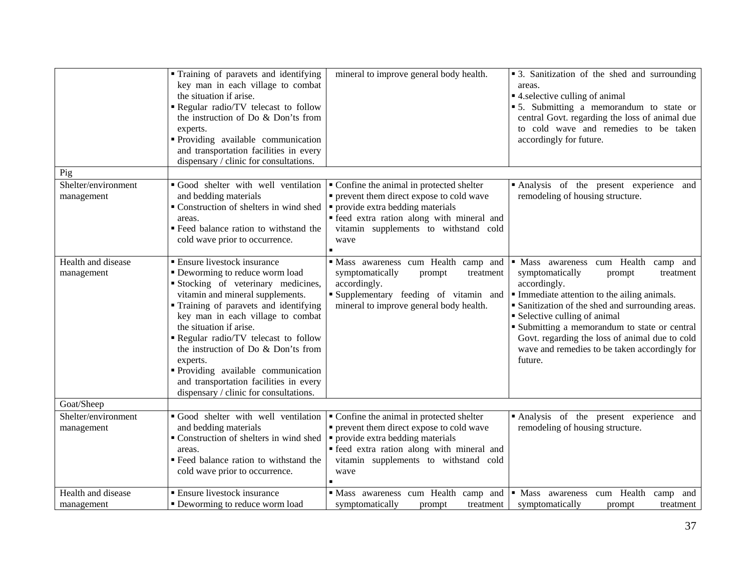| | | | |
|---|---|---|---|
| | ▪ Training of paravets and identifying key man in each village to combat the situation if arise.<br>▪ Regular radio/TV telecast to follow the instruction of Do & Don'ts from experts.<br>▪ Providing available communication and transportation facilities in every dispensary / clinic for consultations. | mineral to improve general body health. | ▪ 3. Sanitization of the shed and surrounding areas.<br>▪ 4.selective culling of animal<br>▪ 5. Submitting a memorandum to state or central Govt. regarding the loss of animal due to cold wave and remedies to be taken accordingly for future. |
| Pig | | | |
| Shelter/environment management | ▪ Good shelter with well ventilation and bedding materials<br>▪ Construction of shelters in wind shed areas.<br>▪ Feed balance ration to withstand the cold wave prior to occurrence. | ▪ Confine the animal in protected shelter<br>▪ prevent them direct expose to cold wave<br>▪ provide extra bedding materials<br>▪ feed extra ration along with mineral and vitamin supplements to withstand cold wave<br>▪ | ▪ Analysis of the present experience and remodeling of housing structure. |
| Health and disease management | ▪ Ensure livestock insurance<br>▪ Deworming to reduce worm load<br>▪ Stocking of veterinary medicines, vitamin and mineral supplements.<br>▪ Training of paravets and identifying key man in each village to combat the situation if arise.<br>▪ Regular radio/TV telecast to follow the instruction of Do & Don'ts from experts.<br>▪ Providing available communication and transportation facilities in every dispensary / clinic for consultations. | ▪ Mass awareness cum Health camp and symptomatically prompt treatment accordingly.<br>▪ Supplementary feeding of vitamin and mineral to improve general body health. | ▪ Mass awareness cum Health camp and symptomatically prompt treatment accordingly.<br>▪ Immediate attention to the ailing animals.<br>▪ Sanitization of the shed and surrounding areas.<br>▪ Selective culling of animal<br>▪ Submitting a memorandum to state or central Govt. regarding the loss of animal due to cold wave and remedies to be taken accordingly for future. |
| Goat/Sheep | | | |
| Shelter/environment management | ▪ Good shelter with well ventilation and bedding materials<br>▪ Construction of shelters in wind shed areas.<br>▪ Feed balance ration to withstand the cold wave prior to occurrence. | ▪ Confine the animal in protected shelter<br>▪ prevent them direct expose to cold wave<br>▪ provide extra bedding materials<br>▪ feed extra ration along with mineral and vitamin supplements to withstand cold wave<br>▪ | ▪ Analysis of the present experience and remodeling of housing structure. |
| Health and disease management | ▪ Ensure livestock insurance<br>▪ Deworming to reduce worm load | ▪ Mass awareness cum Health camp and symptomatically prompt treatment | ▪ Mass awareness cum Health camp and symptomatically prompt treatment |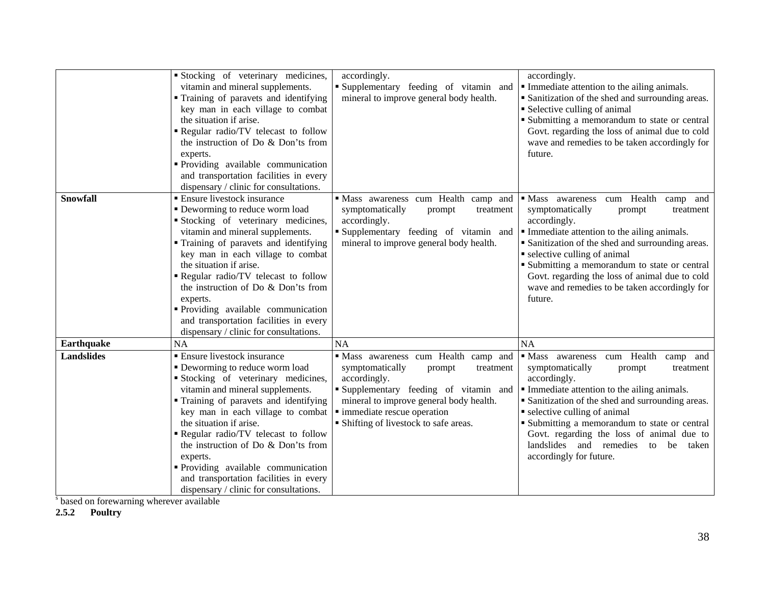| | | | |
|---|---|---|---|
| | ▪ Stocking of veterinary medicines, vitamin and mineral supplements.<br>▪ Training of paravets and identifying key man in each village to combat the situation if arise.<br>▪ Regular radio/TV telecast to follow the instruction of Do & Don'ts from experts.<br>▪ Providing available communication and transportation facilities in every dispensary / clinic for consultations. | accordingly.<br>▪ Supplementary feeding of vitamin and mineral to improve general body health. | accordingly.<br>▪ Immediate attention to the ailing animals.<br>▪ Sanitization of the shed and surrounding areas.<br>▪ Selective culling of animal<br>▪ Submitting a memorandum to state or central Govt. regarding the loss of animal due to cold wave and remedies to be taken accordingly for future. |
| **Snowfall** | ▪ Ensure livestock insurance<br>▪ Deworming to reduce worm load<br>▪ Stocking of veterinary medicines, vitamin and mineral supplements.<br>▪ Training of paravets and identifying key man in each village to combat the situation if arise.<br>▪ Regular radio/TV telecast to follow the instruction of Do & Don'ts from experts.<br>▪ Providing available communication and transportation facilities in every dispensary / clinic for consultations. | ▪ Mass awareness cum Health camp and symptomatically prompt treatment accordingly.<br>▪ Supplementary feeding of vitamin and mineral to improve general body health. | ▪ Mass awareness cum Health camp and symptomatically prompt treatment accordingly.<br>▪ Immediate attention to the ailing animals.<br>▪ Sanitization of the shed and surrounding areas.<br>▪ selective culling of animal<br>▪ Submitting a memorandum to state or central Govt. regarding the loss of animal due to cold wave and remedies to be taken accordingly for future. |
| **Earthquake** | NA | NA | NA |
| **Landslides** | ▪ Ensure livestock insurance<br>▪ Deworming to reduce worm load<br>▪ Stocking of veterinary medicines, vitamin and mineral supplements.<br>▪ Training of paravets and identifying key man in each village to combat the situation if arise.<br>▪ Regular radio/TV telecast to follow the instruction of Do & Don'ts from experts.<br>▪ Providing available communication and transportation facilities in every dispensary / clinic for consultations. | ▪ Mass awareness cum Health camp and symptomatically prompt treatment accordingly.<br>▪ Supplementary feeding of vitamin and mineral to improve general body health.<br>▪ immediate rescue operation<br>▪ Shifting of livestock to safe areas. | ▪ Mass awareness cum Health camp and symptomatically prompt treatment accordingly.<br>▪ Immediate attention to the ailing animals.<br>▪ Sanitization of the shed and surrounding areas.<br>▪ selective culling of animal<br>▪ Submitting a memorandum to state or central Govt. regarding the loss of animal due to landslides and remedies to be taken accordingly for future. |

[s] based on forewarning wherever available

**2.5.2 Poultry**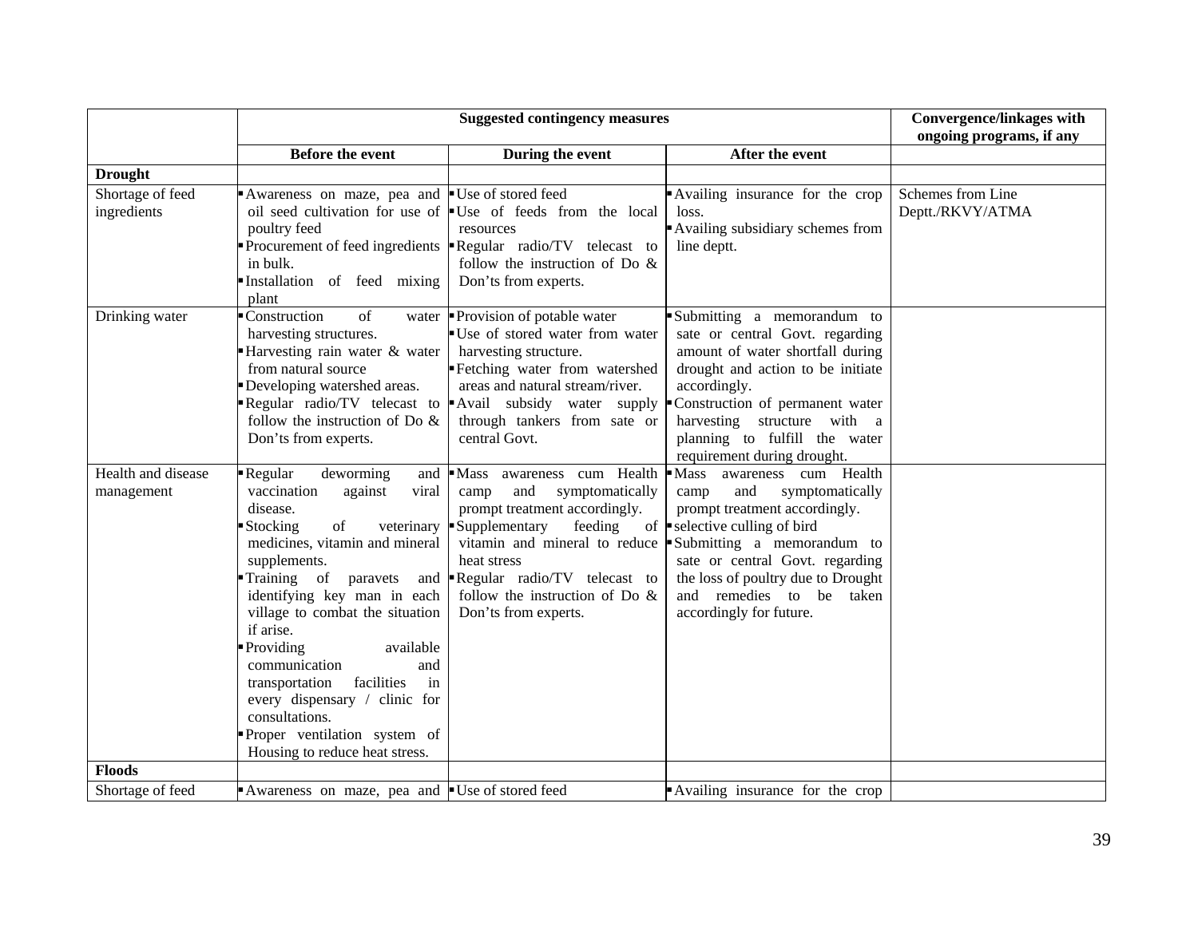| | Suggested contingency measures | | | Convergence/linkages with ongoing programs, if any |
|---|---|---|---|---|
| | Before the event | During the event | After the event | |
| **Drought** | | | | |
| Shortage of feed ingredients | ▪Awareness on maze, pea and oil seed cultivation for use of poultry feed<br>▪Procurement of feed ingredients in bulk.<br>▪Installation of feed mixing plant | ▪Use of stored feed<br>▪Use of feeds from the local resources<br>▪Regular radio/TV telecast to follow the instruction of Do & Don'ts from experts. | ▪Availing insurance for the crop loss.<br>▪Availing subsidiary schemes from line deptt. | Schemes from Line Deptt./RKVY/ATMA |
| Drinking water | ▪Construction of water harvesting structures.<br>▪Harvesting rain water & water from natural source<br>▪Developing watershed areas.<br>▪Regular radio/TV telecast to follow the instruction of Do & Don'ts from experts. | ▪Provision of potable water<br>▪Use of stored water from water harvesting structure.<br>▪Fetching water from watershed areas and natural stream/river.<br>▪Avail subsidy water supply through tankers from sate or central Govt. | ▪Submitting a memorandum to sate or central Govt. regarding amount of water shortfall during drought and action to be initiate accordingly.<br>▪Construction of permanent water harvesting structure with a planning to fulfill the water requirement during drought. | |
| Health and disease management | ▪Regular deworming and vaccination against viral disease.<br>▪Stocking of veterinary medicines, vitamin and mineral supplements.<br>▪Training of paravets and identifying key man in each village to combat the situation if arise.<br>▪Providing available communication and transportation facilities in every dispensary / clinic for consultations.<br>▪Proper ventilation system of Housing to reduce heat stress. | ▪Mass awareness cum Health camp and symptomatically prompt treatment accordingly.<br>▪Supplementary feeding of vitamin and mineral to reduce heat stress<br>▪Regular radio/TV telecast to follow the instruction of Do & Don'ts from experts. | ▪Mass awareness cum Health camp and symptomatically prompt treatment accordingly.<br>▪selective culling of bird<br>▪Submitting a memorandum to sate or central Govt. regarding the loss of poultry due to Drought and remedies to be taken accordingly for future. | |
| **Floods** | | | | |
| Shortage of feed | ▪Awareness on maze, pea and | ▪Use of stored feed | ▪Availing insurance for the crop | |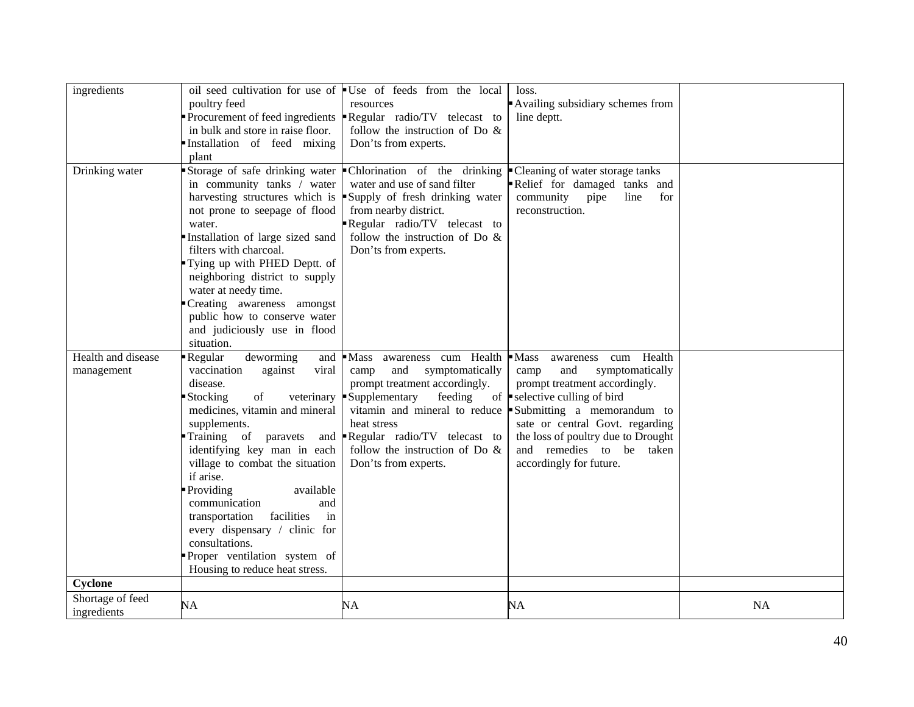| | | | | |
|---|---|---|---|---|
| ingredients | oil seed cultivation for use of poultry feed<br>▪ Procurement of feed ingredients in bulk and store in raise floor.<br>▪ Installation of feed mixing plant | ▪ Use of feeds from the local resources<br>▪ Regular radio/TV telecast to follow the instruction of Do & Don'ts from experts. | loss.<br>▪ Availing subsidiary schemes from line deptt. | |
| Drinking water | ▪ Storage of safe drinking water in community tanks / water harvesting structures which is not prone to seepage of flood water.<br>▪ Installation of large sized sand filters with charcoal.<br>▪ Tying up with PHED Deptt. of neighboring district to supply water at needy time.<br>▪ Creating awareness amongst public how to conserve water and judiciously use in flood situation. | ▪ Chlorination of the drinking water and use of sand filter<br>▪ Supply of fresh drinking water from nearby district.<br>▪ Regular radio/TV telecast to follow the instruction of Do & Don'ts from experts. | ▪ Cleaning of water storage tanks<br>▪ Relief for damaged tanks and community pipe line for reconstruction. | |
| Health and disease management | ▪ Regular deworming and vaccination against viral disease.<br>▪ Stocking of veterinary medicines, vitamin and mineral supplements.<br>▪ Training of paravets and identifying key man in each village to combat the situation if arise.<br>▪ Providing available communication and transportation facilities in every dispensary / clinic for consultations.<br>▪ Proper ventilation system of Housing to reduce heat stress. | ▪ Mass awareness cum Health camp and symptomatically prompt treatment accordingly.<br>▪ Supplementary feeding of vitamin and mineral to reduce heat stress<br>▪ Regular radio/TV telecast to follow the instruction of Do & Don'ts from experts. | ▪ Mass awareness cum Health camp and symptomatically prompt treatment accordingly.<br>▪ selective culling of bird<br>▪ Submitting a memorandum to sate or central Govt. regarding the loss of poultry due to Drought and remedies to be taken accordingly for future. | |
| **Cyclone** | | | | |
| Shortage of feed ingredients | NA | NA | NA | NA |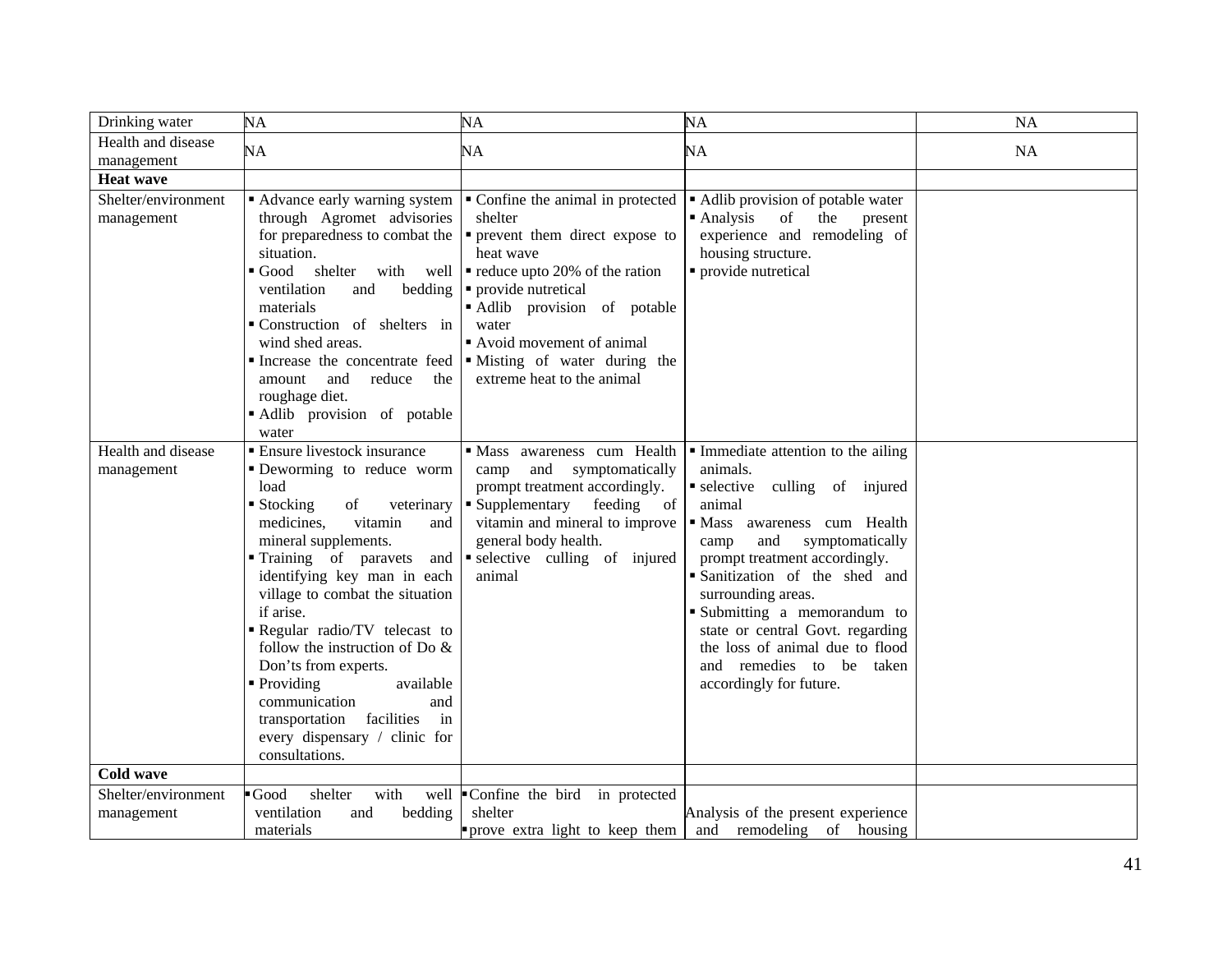| Drinking water | NA | NA | NA | NA |
|---|---|---|---|---|
| Health and disease management | NA | NA | NA | NA |
| **Heat wave** | | | | |
| Shelter/environment management | ▪ Advance early warning system through Agromet advisories for preparedness to combat the situation.<br>▪ Good shelter with well ventilation and bedding materials<br>▪ Construction of shelters in wind shed areas.<br>▪ Increase the concentrate feed amount and reduce the roughage diet.<br>▪ Adlib provision of potable water | ▪ Confine the animal in protected shelter<br>▪ prevent them direct expose to heat wave<br>▪ reduce upto 20% of the ration<br>▪ provide nutretical<br>▪ Adlib provision of potable water<br>▪ Avoid movement of animal<br>▪ Misting of water during the extreme heat to the animal | ▪ Adlib provision of potable water<br>▪ Analysis of the present experience and remodeling of housing structure.<br>▪ provide nutretical | |
| Health and disease management | ▪ Ensure livestock insurance<br>▪ Deworming to reduce worm load<br>▪ Stocking of veterinary medicines, vitamin and mineral supplements.<br>▪ Training of paravets and identifying key man in each village to combat the situation if arise.<br>▪ Regular radio/TV telecast to follow the instruction of Do & Don'ts from experts.<br>▪ Providing available communication and transportation facilities in every dispensary / clinic for consultations. | ▪ Mass awareness cum Health camp and symptomatically prompt treatment accordingly.<br>▪ Supplementary feeding of vitamin and mineral to improve general body health.<br>▪ selective culling of injured animal | ▪ Immediate attention to the ailing animals.<br>▪ selective culling of injured animal<br>▪ Mass awareness cum Health camp and symptomatically prompt treatment accordingly.<br>▪ Sanitization of the shed and surrounding areas.<br>▪ Submitting a memorandum to state or central Govt. regarding the loss of animal due to flood and remedies to be taken accordingly for future. | |
| **Cold wave** | | | | |
| Shelter/environment management | ▪ Good shelter with well ventilation and bedding materials | ▪ Confine the bird in protected shelter<br>▪ prove extra light to keep them | Analysis of the present experience and remodeling of housing | |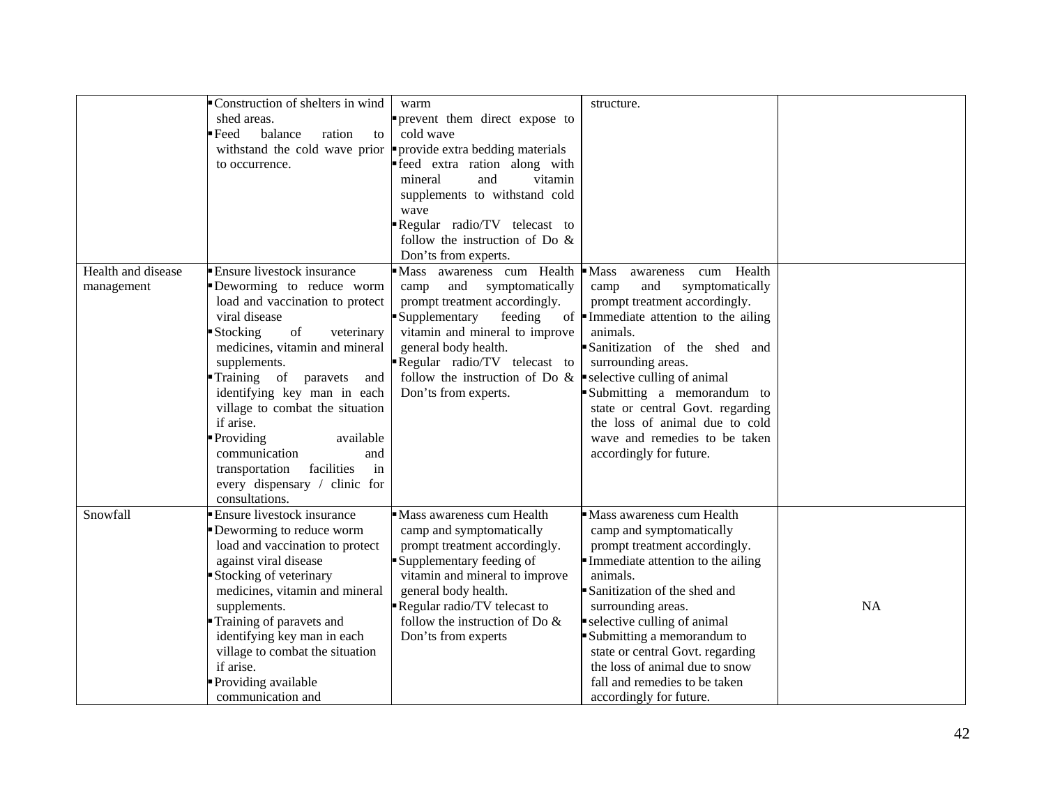|  |  |  |  |  |
|---|---|---|---|---|
|  | ▪ Construction of shelters in wind shed areas.<br>▪ Feed balance ration to withstand the cold wave prior to occurrence. | warm<br>▪ prevent them direct expose to cold wave<br>▪ provide extra bedding materials<br>▪ feed extra ration along with mineral and vitamin supplements to withstand cold wave<br>▪ Regular radio/TV telecast to follow the instruction of Do & Don'ts from experts. | structure. |  |
| Health and disease management | ▪ Ensure livestock insurance<br>▪ Deworming to reduce worm load and vaccination to protect viral disease<br>▪ Stocking of veterinary medicines, vitamin and mineral supplements.<br>▪ Training of paravets and identifying key man in each village to combat the situation if arise.<br>▪ Providing available communication and transportation facilities in every dispensary / clinic for consultations. | ▪ Mass awareness cum Health camp and symptomatically prompt treatment accordingly.<br>▪ Supplementary feeding of vitamin and mineral to improve general body health.<br>▪ Regular radio/TV telecast to follow the instruction of Do & Don'ts from experts. | ▪ Mass awareness cum Health camp and symptomatically prompt treatment accordingly.<br>▪ Immediate attention to the ailing animals.<br>▪ Sanitization of the shed and surrounding areas.<br>▪ selective culling of animal<br>▪ Submitting a memorandum to state or central Govt. regarding the loss of animal due to cold wave and remedies to be taken accordingly for future. |  |
| Snowfall | ▪ Ensure livestock insurance<br>▪ Deworming to reduce worm load and vaccination to protect against viral disease<br>▪ Stocking of veterinary medicines, vitamin and mineral supplements.<br>▪ Training of paravets and identifying key man in each village to combat the situation if arise.<br>▪ Providing available communication and | ▪ Mass awareness cum Health camp and symptomatically prompt treatment accordingly.<br>▪ Supplementary feeding of vitamin and mineral to improve general body health.<br>▪ Regular radio/TV telecast to follow the instruction of Do & Don'ts from experts | ▪ Mass awareness cum Health camp and symptomatically prompt treatment accordingly.<br>▪ Immediate attention to the ailing animals.<br>▪ Sanitization of the shed and surrounding areas.<br>▪ selective culling of animal<br>▪ Submitting a memorandum to state or central Govt. regarding the loss of animal due to snow fall and remedies to be taken accordingly for future. | NA |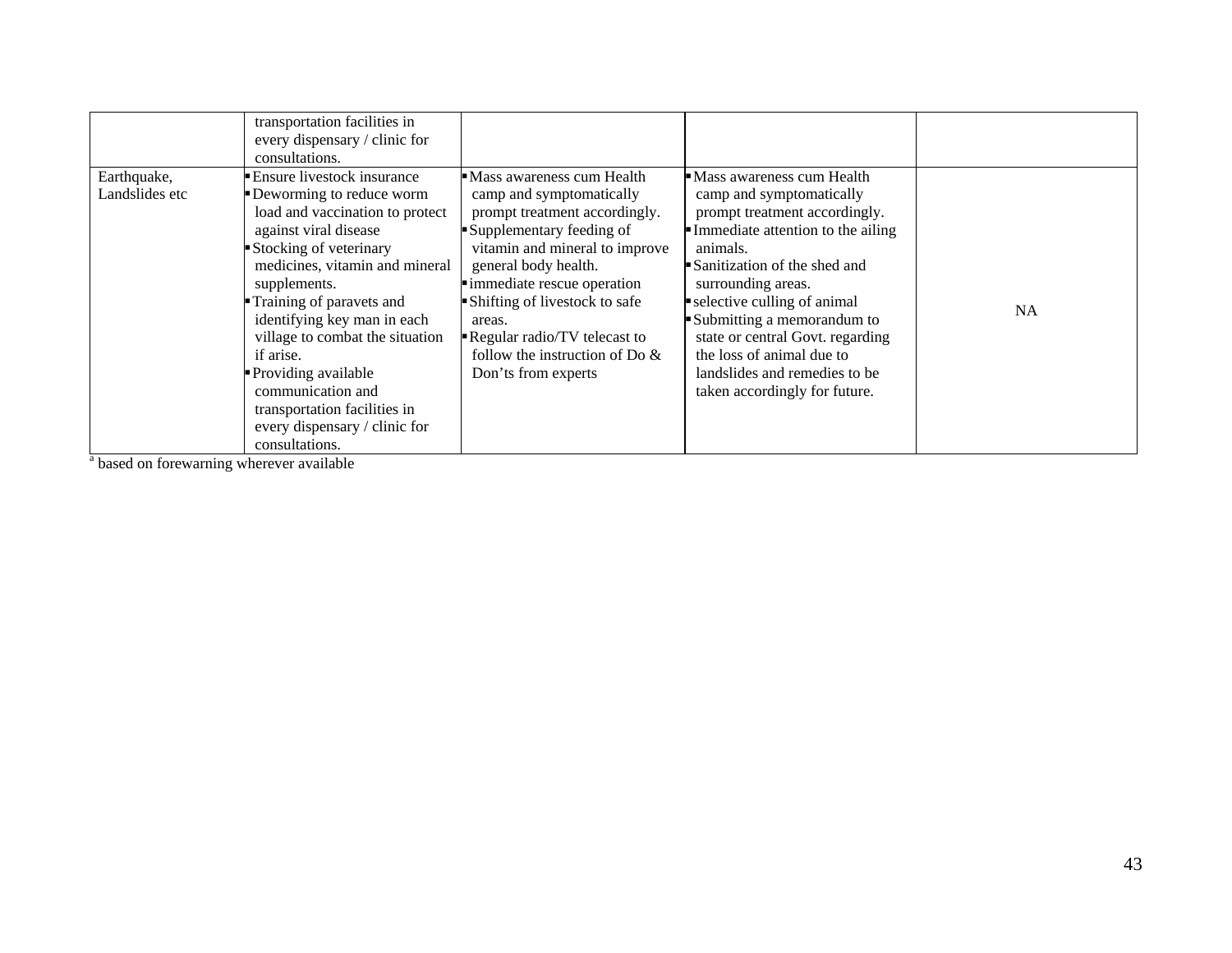| | | | | |
|---|---|---|---|---|
| | transportation facilities in every dispensary / clinic for consultations. | | | |
| Earthquake, Landslides etc | ▪ Ensure livestock insurance<br>▪ Deworming to reduce worm load and vaccination to protect against viral disease<br>▪ Stocking of veterinary medicines, vitamin and mineral supplements.<br>▪ Training of paravets and identifying key man in each village to combat the situation if arise.<br>▪ Providing available communication and transportation facilities in every dispensary / clinic for consultations. | ▪ Mass awareness cum Health camp and symptomatically prompt treatment accordingly.<br>▪ Supplementary feeding of vitamin and mineral to improve general body health.<br>▪ immediate rescue operation<br>▪ Shifting of livestock to safe areas.<br>▪ Regular radio/TV telecast to follow the instruction of Do & Don'ts from experts | ▪ Mass awareness cum Health camp and symptomatically prompt treatment accordingly.<br>▪ Immediate attention to the ailing animals.<br>▪ Sanitization of the shed and surrounding areas.<br>▪ selective culling of animal<br>▪ Submitting a memorandum to state or central Govt. regarding the loss of animal due to landslides and remedies to be taken accordingly for future. | NA |

[a] based on forewarning wherever available